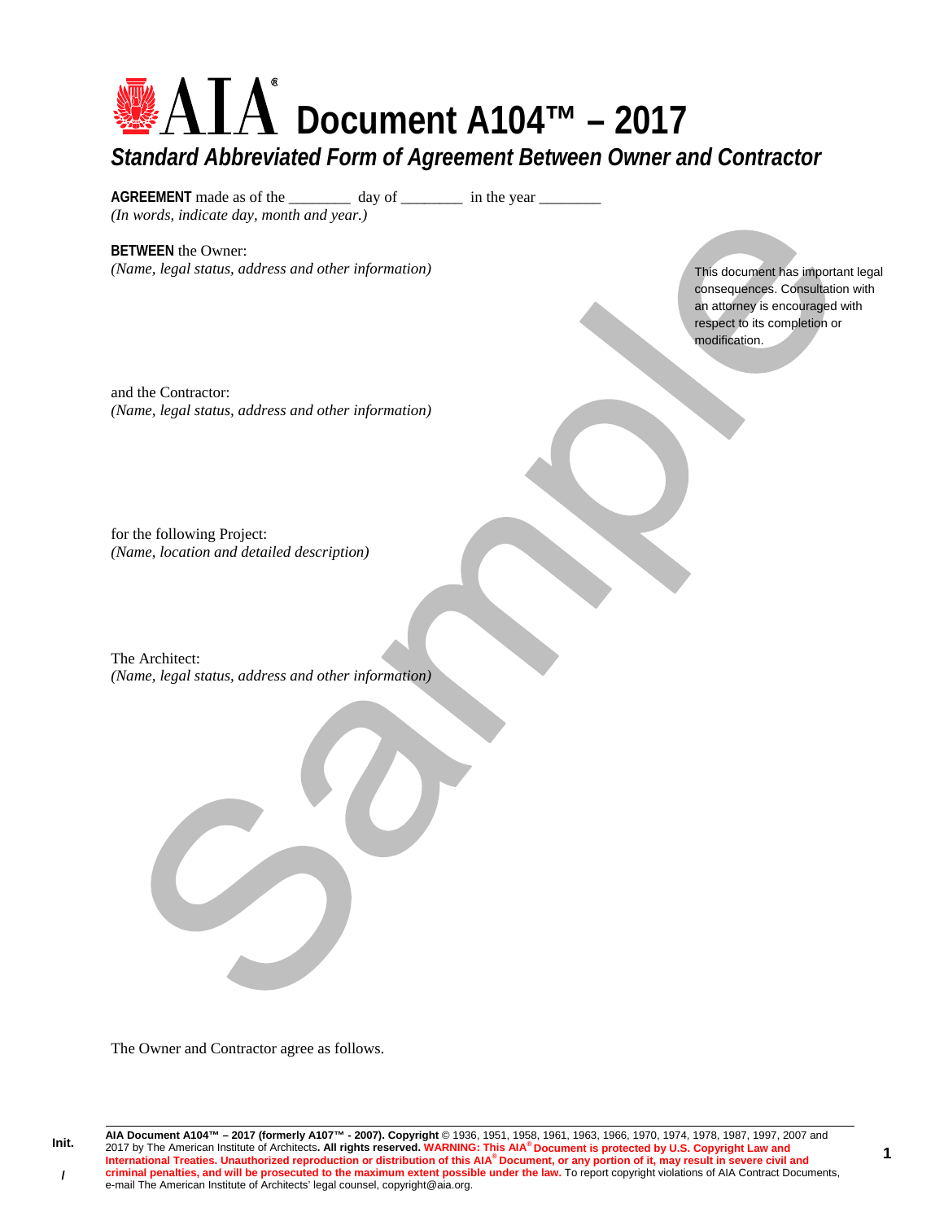# AIA® Document A104™ – 2017

## *Standard Abbreviated Form of Agreement Between Owner and Contractor*

**AGREEMENT** made as of the ________ day of ________ in the year ________
*(In words, indicate day, month and year.)*

**BETWEEN** the Owner:
*(Name, legal status, address and other information)*

This document has important legal consequences. Consultation with an attorney is encouraged with respect to its completion or modification.

and the Contractor:
*(Name, legal status, address and other information)*

for the following Project:
*(Name, location and detailed description)*

The Architect:
*(Name, legal status, address and other information)*

The Owner and Contractor agree as follows.

**AIA Document A104™ – 2017 (formerly A107™ - 2007). Copyright** © 1936, 1951, 1958, 1961, 1963, 1966, 1970, 1974, 1978, 1987, 1997, 2007 and 2017 by The American Institute of Architects**. All rights reserved. WARNING: This AIA® Document is protected by U.S. Copyright Law and International Treaties. Unauthorized reproduction or distribution of this AIA® Document, or any portion of it, may result in severe civil and criminal penalties, and will be prosecuted to the maximum extent possible under the law.** To report copyright violations of AIA Contract Documents, e-mail The American Institute of Architects' legal counsel, copyright@aia.org.

Init.

/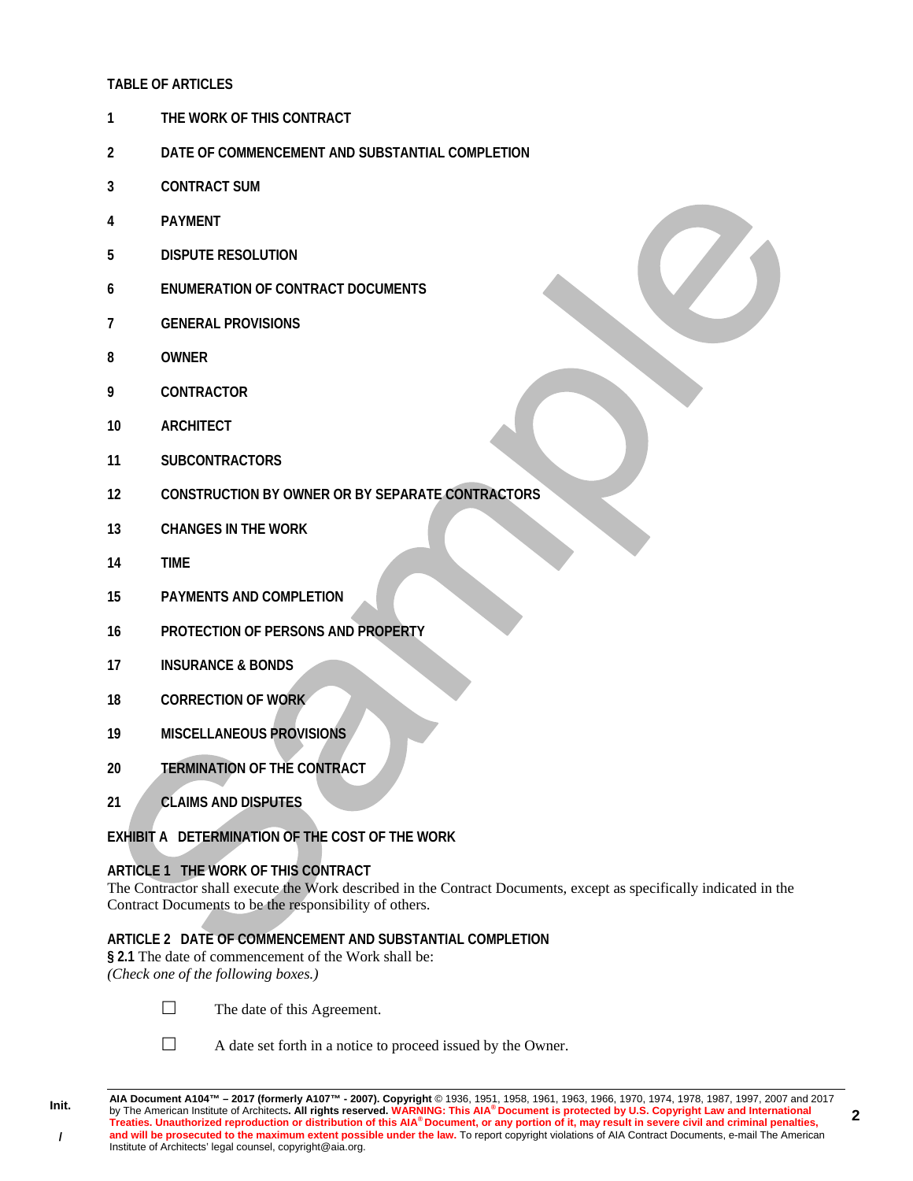**TABLE OF ARTICLES**

**1 THE WORK OF THIS CONTRACT**

**2 DATE OF COMMENCEMENT AND SUBSTANTIAL COMPLETION**

**3 CONTRACT SUM**

**4 PAYMENT**

**5 DISPUTE RESOLUTION**

**6 ENUMERATION OF CONTRACT DOCUMENTS**

**7 GENERAL PROVISIONS**

**8 OWNER**

**9 CONTRACTOR**

**10 ARCHITECT**

**11 SUBCONTRACTORS**

**12 CONSTRUCTION BY OWNER OR BY SEPARATE CONTRACTORS**

**13 CHANGES IN THE WORK**

**14 TIME**

**15 PAYMENTS AND COMPLETION**

**16 PROTECTION OF PERSONS AND PROPERTY**

**17 INSURANCE & BONDS**

**18 CORRECTION OF WORK**

**19 MISCELLANEOUS PROVISIONS**

**20 TERMINATION OF THE CONTRACT**

**21 CLAIMS AND DISPUTES**

**EXHIBIT A DETERMINATION OF THE COST OF THE WORK**

## ARTICLE 1 THE WORK OF THIS CONTRACT

The Contractor shall execute the Work described in the Contract Documents, except as specifically indicated in the Contract Documents to be the responsibility of others.

## ARTICLE 2 DATE OF COMMENCEMENT AND SUBSTANTIAL COMPLETION

**§ 2.1** The date of commencement of the Work shall be:
*(Check one of the following boxes.)*

☐ The date of this Agreement.

☐ A date set forth in a notice to proceed issued by the Owner.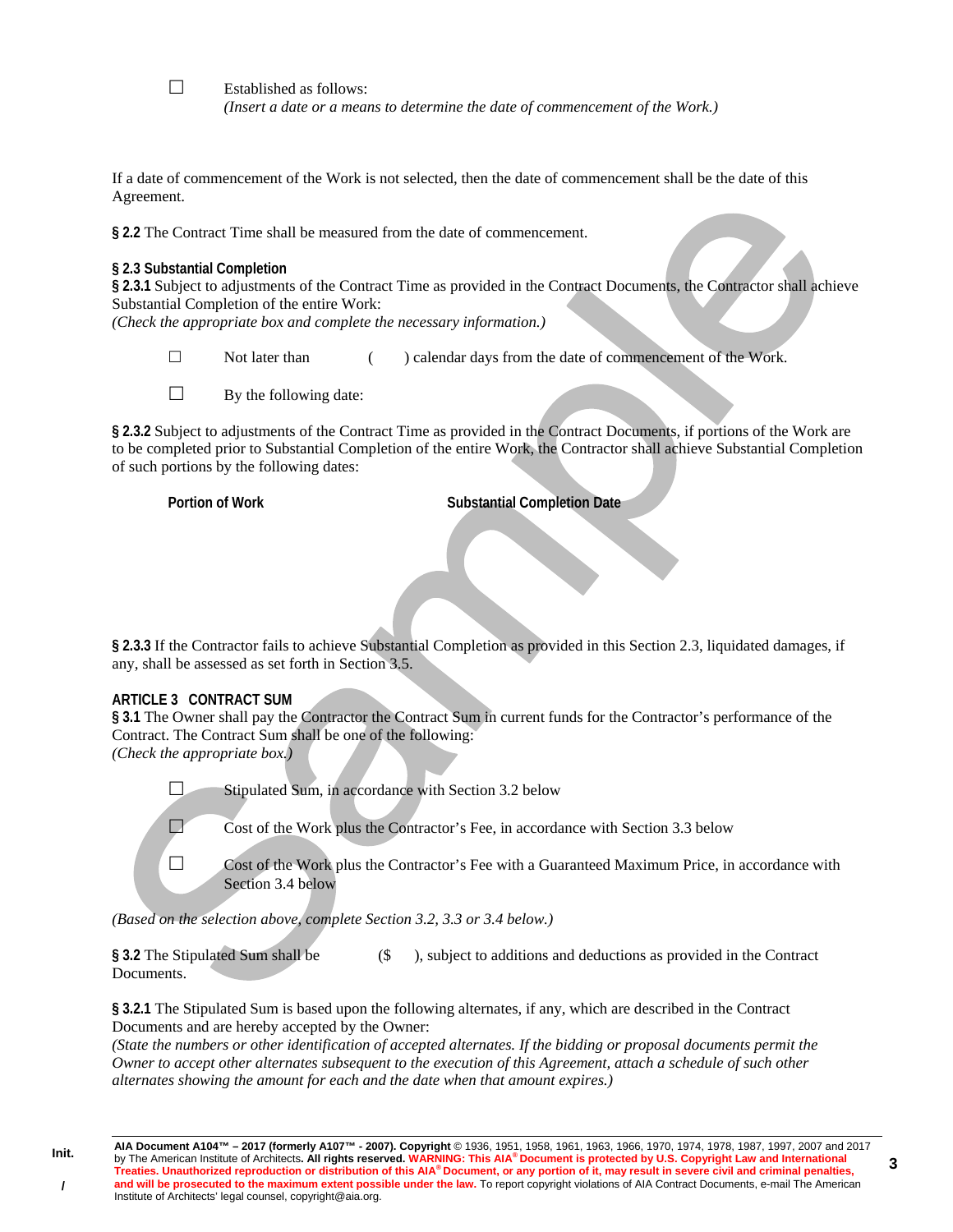☐ Established as follows:
*(Insert a date or a means to determine the date of commencement of the Work.)*

If a date of commencement of the Work is not selected, then the date of commencement shall be the date of this Agreement.

**§ 2.2** The Contract Time shall be measured from the date of commencement.

**§ 2.3 Substantial Completion**

**§ 2.3.1** Subject to adjustments of the Contract Time as provided in the Contract Documents, the Contractor shall achieve Substantial Completion of the entire Work:
*(Check the appropriate box and complete the necessary information.)*

☐ Not later than ( ) calendar days from the date of commencement of the Work.

☐ By the following date:

**§ 2.3.2** Subject to adjustments of the Contract Time as provided in the Contract Documents, if portions of the Work are to be completed prior to Substantial Completion of the entire Work, the Contractor shall achieve Substantial Completion of such portions by the following dates:

| Portion of Work | Substantial Completion Date |
| --- | --- |
| | |

**§ 2.3.3** If the Contractor fails to achieve Substantial Completion as provided in this Section 2.3, liquidated damages, if any, shall be assessed as set forth in Section 3.5.

## ARTICLE 3 CONTRACT SUM

**§ 3.1** The Owner shall pay the Contractor the Contract Sum in current funds for the Contractor's performance of the Contract. The Contract Sum shall be one of the following:
*(Check the appropriate box.)*

☐ Stipulated Sum, in accordance with Section 3.2 below

☐ Cost of the Work plus the Contractor's Fee, in accordance with Section 3.3 below

☐ Cost of the Work plus the Contractor's Fee with a Guaranteed Maximum Price, in accordance with Section 3.4 below

*(Based on the selection above, complete Section 3.2, 3.3 or 3.4 below.)*

**§ 3.2** The Stipulated Sum shall be ($ ), subject to additions and deductions as provided in the Contract Documents.

**§ 3.2.1** The Stipulated Sum is based upon the following alternates, if any, which are described in the Contract Documents and are hereby accepted by the Owner:
*(State the numbers or other identification of accepted alternates. If the bidding or proposal documents permit the Owner to accept other alternates subsequent to the execution of this Agreement, attach a schedule of such other alternates showing the amount for each and the date when that amount expires.)*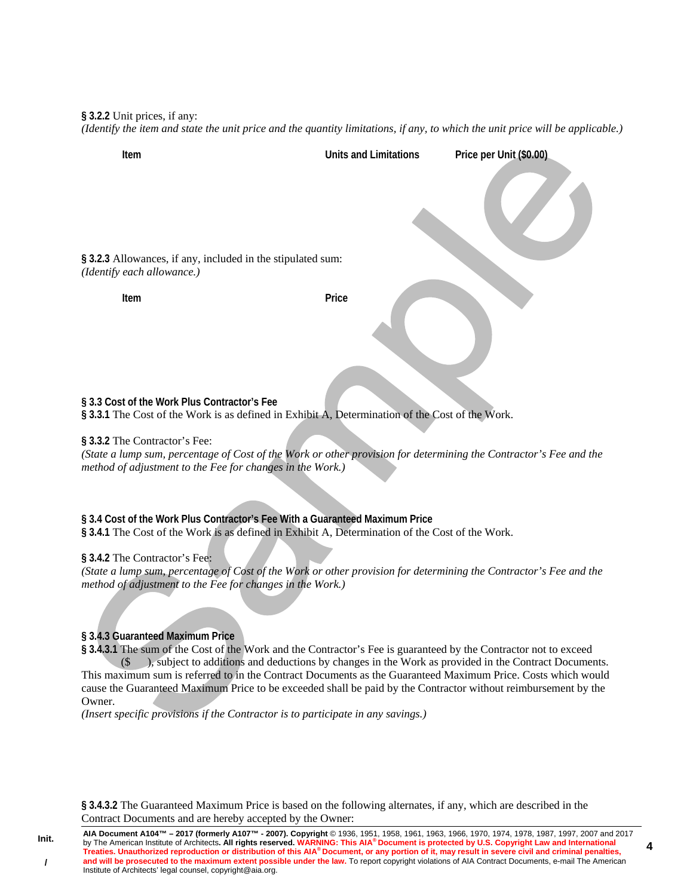**§ 3.2.2** Unit prices, if any:
*(Identify the item and state the unit price and the quantity limitations, if any, to which the unit price will be applicable.)*

| Item | Units and Limitations | Price per Unit ($0.00) |
| --- | --- | --- |
| | | |

**§ 3.2.3** Allowances, if any, included in the stipulated sum:
*(Identify each allowance.)*

| Item | Price |
| --- | --- |
| | |

**§ 3.3 Cost of the Work Plus Contractor's Fee**
**§ 3.3.1** The Cost of the Work is as defined in Exhibit A, Determination of the Cost of the Work.

**§ 3.3.2** The Contractor's Fee:
*(State a lump sum, percentage of Cost of the Work or other provision for determining the Contractor's Fee and the method of adjustment to the Fee for changes in the Work.)*

**§ 3.4 Cost of the Work Plus Contractor's Fee With a Guaranteed Maximum Price**
**§ 3.4.1** The Cost of the Work is as defined in Exhibit A, Determination of the Cost of the Work.

**§ 3.4.2** The Contractor's Fee:
*(State a lump sum, percentage of Cost of the Work or other provision for determining the Contractor's Fee and the method of adjustment to the Fee for changes in the Work.)*

**§ 3.4.3 Guaranteed Maximum Price**
**§ 3.4.3.1** The sum of the Cost of the Work and the Contractor's Fee is guaranteed by the Contractor not to exceed ($ ), subject to additions and deductions by changes in the Work as provided in the Contract Documents. This maximum sum is referred to in the Contract Documents as the Guaranteed Maximum Price. Costs which would cause the Guaranteed Maximum Price to be exceeded shall be paid by the Contractor without reimbursement by the Owner.
*(Insert specific provisions if the Contractor is to participate in any savings.)*

**§ 3.4.3.2** The Guaranteed Maximum Price is based on the following alternates, if any, which are described in the Contract Documents and are hereby accepted by the Owner: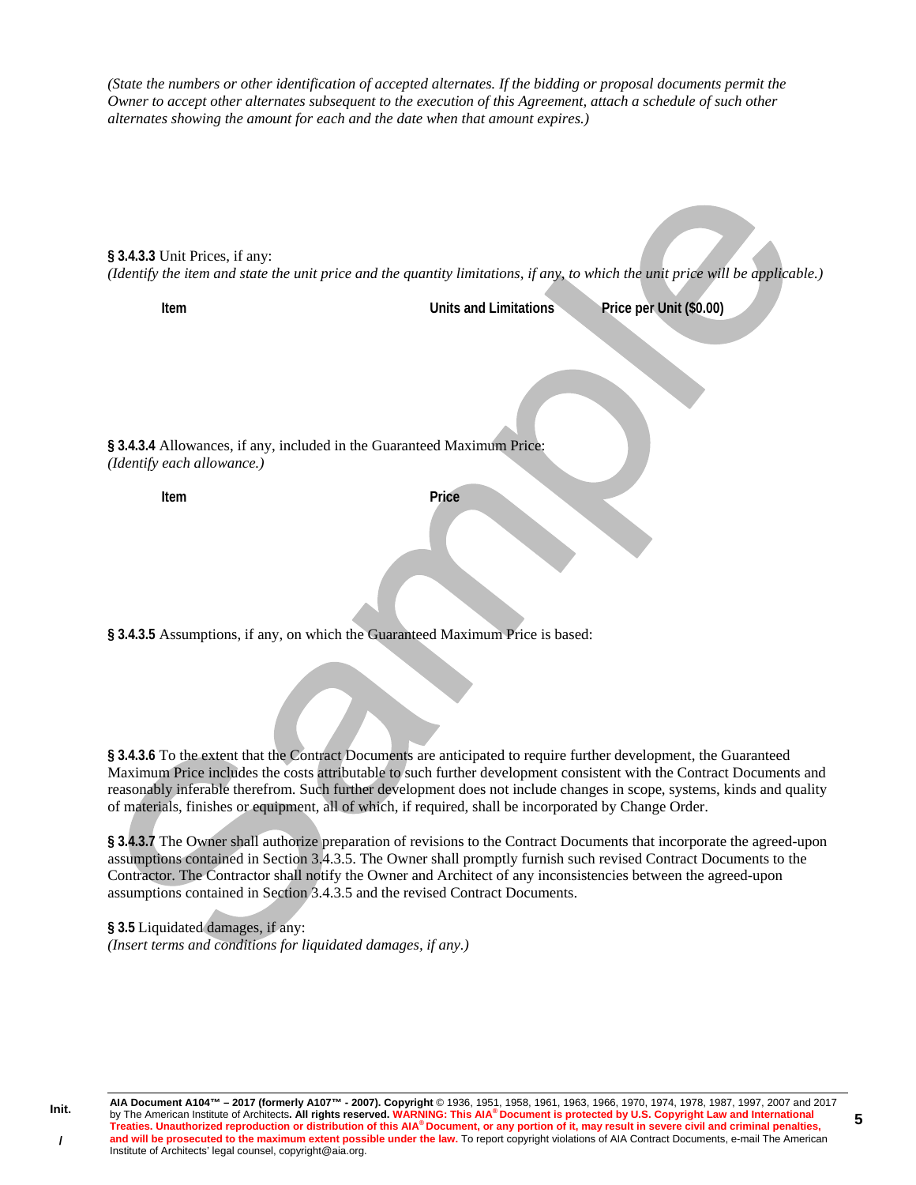*(State the numbers or other identification of accepted alternates. If the bidding or proposal documents permit the Owner to accept other alternates subsequent to the execution of this Agreement, attach a schedule of such other alternates showing the amount for each and the date when that amount expires.)*

**§ 3.4.3.3** Unit Prices, if any:
*(Identify the item and state the unit price and the quantity limitations, if any, to which the unit price will be applicable.)*

| Item | Units and Limitations | Price per Unit ($0.00) |
|---|---|---|
| | | |

**§ 3.4.3.4** Allowances, if any, included in the Guaranteed Maximum Price:
*(Identify each allowance.)*

| Item | Price |
|---|---|
| | |

**§ 3.4.3.5** Assumptions, if any, on which the Guaranteed Maximum Price is based:

**§ 3.4.3.6** To the extent that the Contract Documents are anticipated to require further development, the Guaranteed Maximum Price includes the costs attributable to such further development consistent with the Contract Documents and reasonably inferable therefrom. Such further development does not include changes in scope, systems, kinds and quality of materials, finishes or equipment, all of which, if required, shall be incorporated by Change Order.

**§ 3.4.3.7** The Owner shall authorize preparation of revisions to the Contract Documents that incorporate the agreed-upon assumptions contained in Section 3.4.3.5. The Owner shall promptly furnish such revised Contract Documents to the Contractor. The Contractor shall notify the Owner and Architect of any inconsistencies between the agreed-upon assumptions contained in Section 3.4.3.5 and the revised Contract Documents.

**§ 3.5** Liquidated damages, if any:
*(Insert terms and conditions for liquidated damages, if any.)*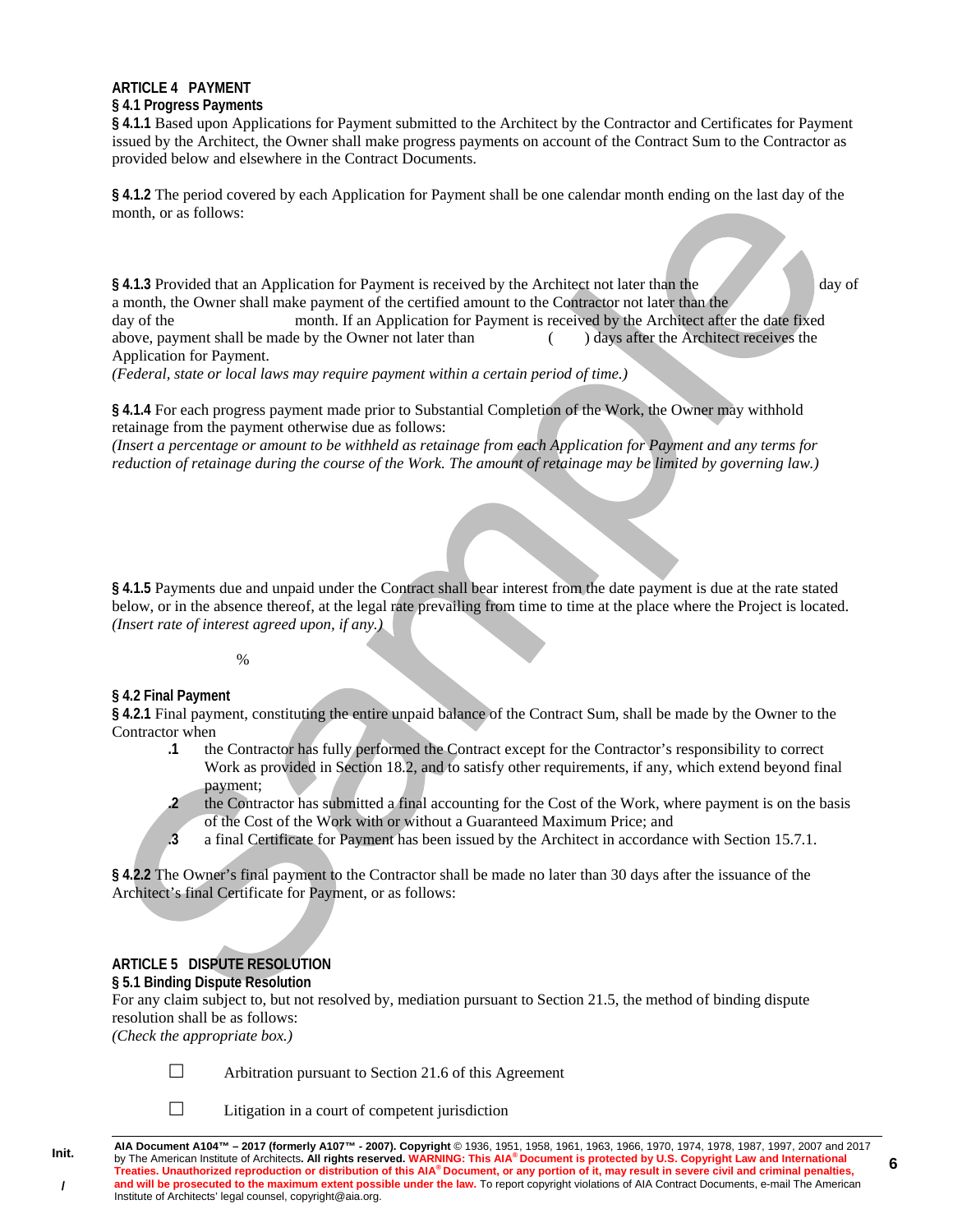## ARTICLE 4 PAYMENT

### § 4.1 Progress Payments

**§ 4.1.1** Based upon Applications for Payment submitted to the Architect by the Contractor and Certificates for Payment issued by the Architect, the Owner shall make progress payments on account of the Contract Sum to the Contractor as provided below and elsewhere in the Contract Documents.

**§ 4.1.2** The period covered by each Application for Payment shall be one calendar month ending on the last day of the month, or as follows:

**§ 4.1.3** Provided that an Application for Payment is received by the Architect not later than the day of a month, the Owner shall make payment of the certified amount to the Contractor not later than the day of the month. If an Application for Payment is received by the Architect after the date fixed above, payment shall be made by the Owner not later than ( ) days after the Architect receives the Application for Payment.

*(Federal, state or local laws may require payment within a certain period of time.)*

**§ 4.1.4** For each progress payment made prior to Substantial Completion of the Work, the Owner may withhold retainage from the payment otherwise due as follows:

*(Insert a percentage or amount to be withheld as retainage from each Application for Payment and any terms for reduction of retainage during the course of the Work. The amount of retainage may be limited by governing law.)*

**§ 4.1.5** Payments due and unpaid under the Contract shall bear interest from the date payment is due at the rate stated below, or in the absence thereof, at the legal rate prevailing from time to time at the place where the Project is located.

*(Insert rate of interest agreed upon, if any.)*

%

### § 4.2 Final Payment

**§ 4.2.1** Final payment, constituting the entire unpaid balance of the Contract Sum, shall be made by the Owner to the Contractor when

- **.1** the Contractor has fully performed the Contract except for the Contractor's responsibility to correct Work as provided in Section 18.2, and to satisfy other requirements, if any, which extend beyond final payment;
- **.2** the Contractor has submitted a final accounting for the Cost of the Work, where payment is on the basis of the Cost of the Work with or without a Guaranteed Maximum Price; and
- **.3** a final Certificate for Payment has been issued by the Architect in accordance with Section 15.7.1.

**§ 4.2.2** The Owner's final payment to the Contractor shall be made no later than 30 days after the issuance of the Architect's final Certificate for Payment, or as follows:

## ARTICLE 5 DISPUTE RESOLUTION

### § 5.1 Binding Dispute Resolution

For any claim subject to, but not resolved by, mediation pursuant to Section 21.5, the method of binding dispute resolution shall be as follows:

*(Check the appropriate box.)*

☐ Arbitration pursuant to Section 21.6 of this Agreement

☐ Litigation in a court of competent jurisdiction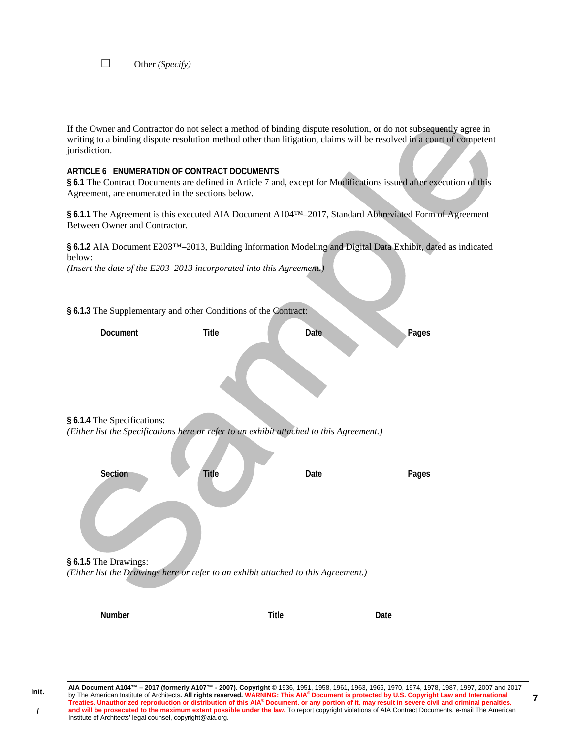☐ Other *(Specify)*

If the Owner and Contractor do not select a method of binding dispute resolution, or do not subsequently agree in writing to a binding dispute resolution method other than litigation, claims will be resolved in a court of competent jurisdiction.

## ARTICLE 6 ENUMERATION OF CONTRACT DOCUMENTS

**§ 6.1** The Contract Documents are defined in Article 7 and, except for Modifications issued after execution of this Agreement, are enumerated in the sections below.

**§ 6.1.1** The Agreement is this executed AIA Document A104™–2017, Standard Abbreviated Form of Agreement Between Owner and Contractor.

**§ 6.1.2** AIA Document E203™–2013, Building Information Modeling and Digital Data Exhibit, dated as indicated below:
*(Insert the date of the E203–2013 incorporated into this Agreement.)*

**§ 6.1.3** The Supplementary and other Conditions of the Contract:

| Document | Title | Date | Pages |
|---|---|---|---|

**§ 6.1.4** The Specifications:
*(Either list the Specifications here or refer to an exhibit attached to this Agreement.)*

| Section | Title | Date | Pages |
|---|---|---|---|

**§ 6.1.5** The Drawings:
*(Either list the Drawings here or refer to an exhibit attached to this Agreement.)*

| Number | Title | Date |
|---|---|---|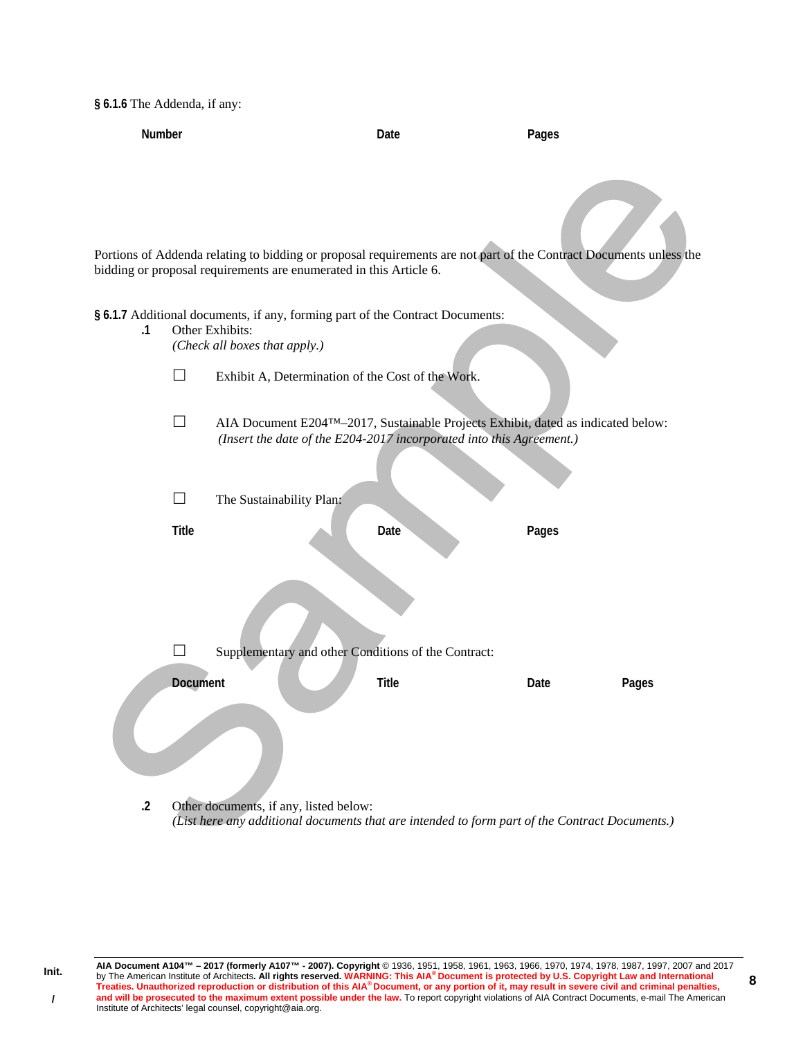**§ 6.1.6** The Addenda, if any:

| Number | Date | Pages |
|---|---|---|
| | | |

Portions of Addenda relating to bidding or proposal requirements are not part of the Contract Documents unless the bidding or proposal requirements are enumerated in this Article 6.

**§ 6.1.7** Additional documents, if any, forming part of the Contract Documents:

**.1** Other Exhibits:
*(Check all boxes that apply.)*

☐ Exhibit A, Determination of the Cost of the Work.

☐ AIA Document E204™–2017, Sustainable Projects Exhibit, dated as indicated below:
*(Insert the date of the E204-2017 incorporated into this Agreement.)*

☐ The Sustainability Plan:

| Title | Date | Pages |
|---|---|---|
| | | |

☐ Supplementary and other Conditions of the Contract:

| Document | Title | Date | Pages |
|---|---|---|---|
| | | | |

**.2** Other documents, if any, listed below:
*(List here any additional documents that are intended to form part of the Contract Documents.)*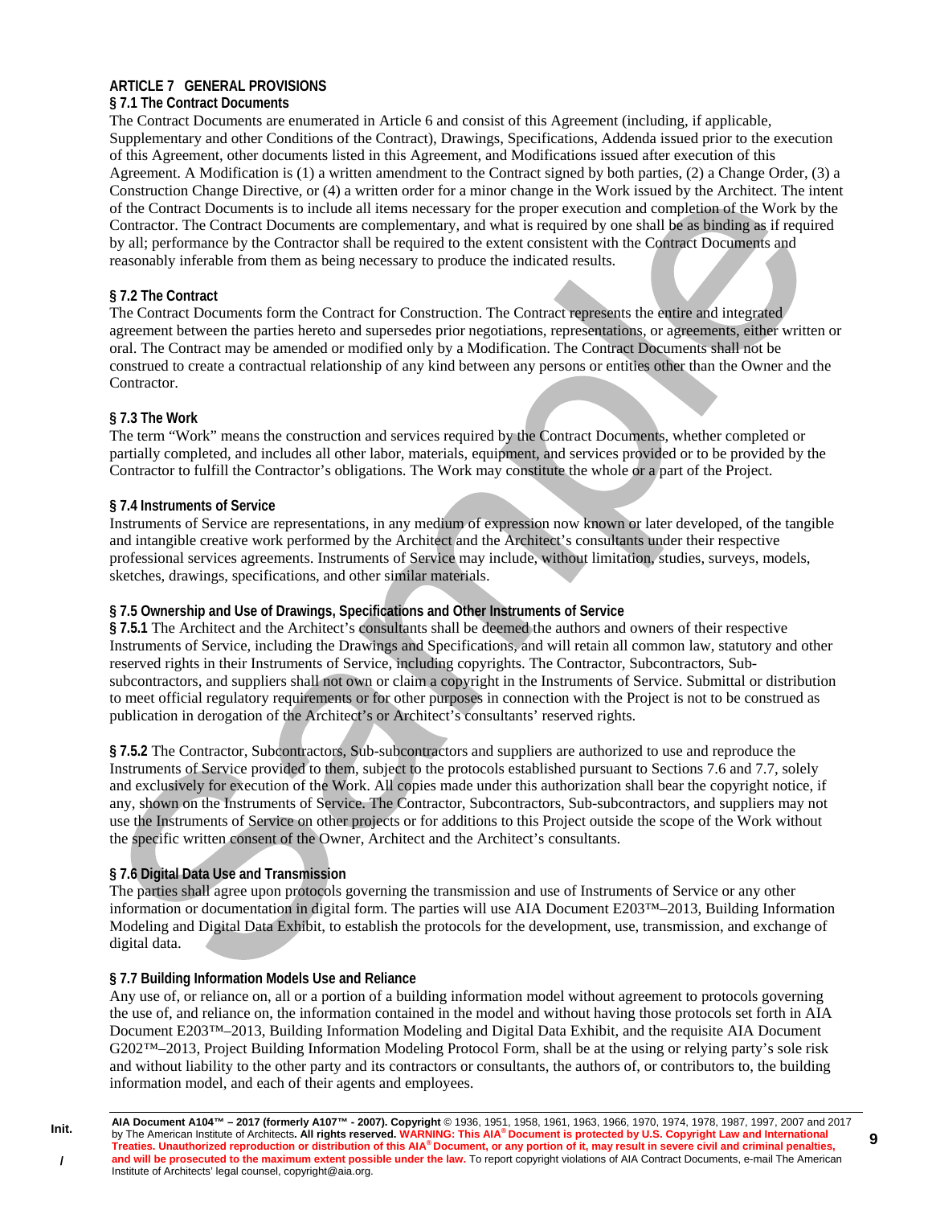## ARTICLE 7 GENERAL PROVISIONS

### § 7.1 The Contract Documents

The Contract Documents are enumerated in Article 6 and consist of this Agreement (including, if applicable, Supplementary and other Conditions of the Contract), Drawings, Specifications, Addenda issued prior to the execution of this Agreement, other documents listed in this Agreement, and Modifications issued after execution of this Agreement. A Modification is (1) a written amendment to the Contract signed by both parties, (2) a Change Order, (3) a Construction Change Directive, or (4) a written order for a minor change in the Work issued by the Architect. The intent of the Contract Documents is to include all items necessary for the proper execution and completion of the Work by the Contractor. The Contract Documents are complementary, and what is required by one shall be as binding as if required by all; performance by the Contractor shall be required to the extent consistent with the Contract Documents and reasonably inferable from them as being necessary to produce the indicated results.

### § 7.2 The Contract

The Contract Documents form the Contract for Construction. The Contract represents the entire and integrated agreement between the parties hereto and supersedes prior negotiations, representations, or agreements, either written or oral. The Contract may be amended or modified only by a Modification. The Contract Documents shall not be construed to create a contractual relationship of any kind between any persons or entities other than the Owner and the Contractor.

### § 7.3 The Work

The term "Work" means the construction and services required by the Contract Documents, whether completed or partially completed, and includes all other labor, materials, equipment, and services provided or to be provided by the Contractor to fulfill the Contractor's obligations. The Work may constitute the whole or a part of the Project.

### § 7.4 Instruments of Service

Instruments of Service are representations, in any medium of expression now known or later developed, of the tangible and intangible creative work performed by the Architect and the Architect's consultants under their respective professional services agreements. Instruments of Service may include, without limitation, studies, surveys, models, sketches, drawings, specifications, and other similar materials.

### § 7.5 Ownership and Use of Drawings, Specifications and Other Instruments of Service

**§ 7.5.1** The Architect and the Architect's consultants shall be deemed the authors and owners of their respective Instruments of Service, including the Drawings and Specifications, and will retain all common law, statutory and other reserved rights in their Instruments of Service, including copyrights. The Contractor, Subcontractors, Sub-subcontractors, and suppliers shall not own or claim a copyright in the Instruments of Service. Submittal or distribution to meet official regulatory requirements or for other purposes in connection with the Project is not to be construed as publication in derogation of the Architect's or Architect's consultants' reserved rights.

**§ 7.5.2** The Contractor, Subcontractors, Sub-subcontractors and suppliers are authorized to use and reproduce the Instruments of Service provided to them, subject to the protocols established pursuant to Sections 7.6 and 7.7, solely and exclusively for execution of the Work. All copies made under this authorization shall bear the copyright notice, if any, shown on the Instruments of Service. The Contractor, Subcontractors, Sub-subcontractors, and suppliers may not use the Instruments of Service on other projects or for additions to this Project outside the scope of the Work without the specific written consent of the Owner, Architect and the Architect's consultants.

### § 7.6 Digital Data Use and Transmission

The parties shall agree upon protocols governing the transmission and use of Instruments of Service or any other information or documentation in digital form. The parties will use AIA Document E203™–2013, Building Information Modeling and Digital Data Exhibit, to establish the protocols for the development, use, transmission, and exchange of digital data.

### § 7.7 Building Information Models Use and Reliance

Any use of, or reliance on, all or a portion of a building information model without agreement to protocols governing the use of, and reliance on, the information contained in the model and without having those protocols set forth in AIA Document E203™–2013, Building Information Modeling and Digital Data Exhibit, and the requisite AIA Document G202™–2013, Project Building Information Modeling Protocol Form, shall be at the using or relying party's sole risk and without liability to the other party and its contractors or consultants, the authors of, or contributors to, the building information model, and each of their agents and employees.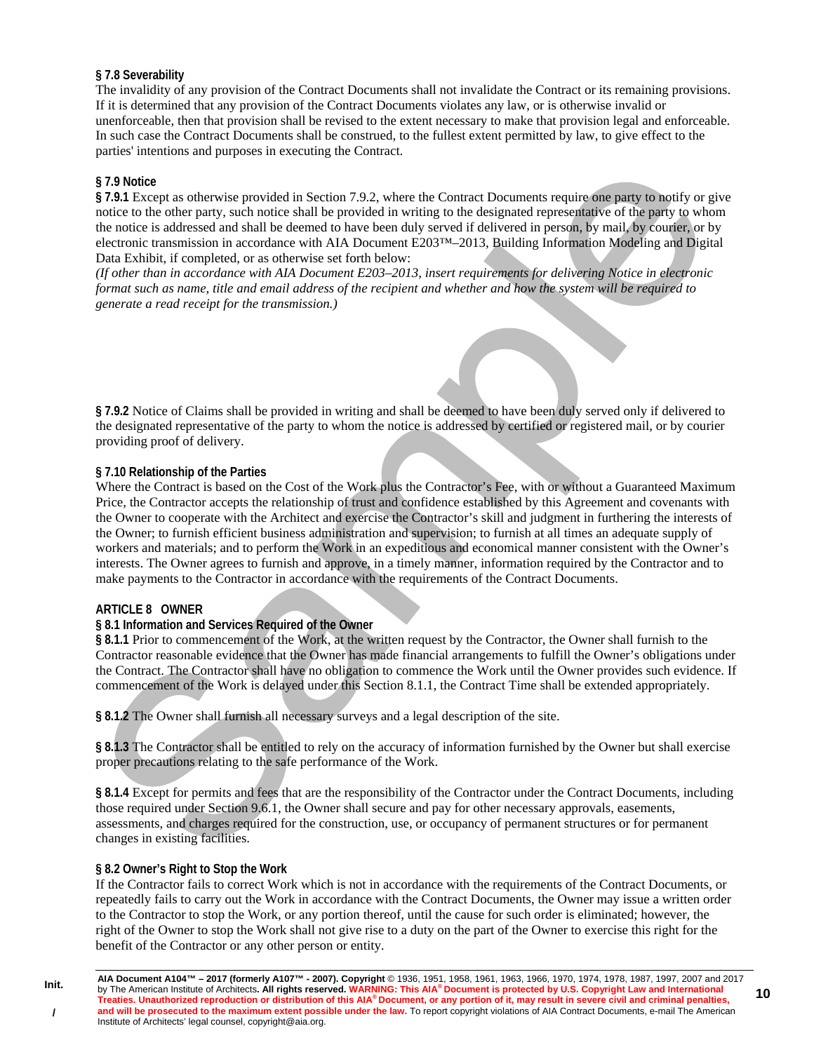**§ 7.8 Severability**

The invalidity of any provision of the Contract Documents shall not invalidate the Contract or its remaining provisions. If it is determined that any provision of the Contract Documents violates any law, or is otherwise invalid or unenforceable, then that provision shall be revised to the extent necessary to make that provision legal and enforceable. In such case the Contract Documents shall be construed, to the fullest extent permitted by law, to give effect to the parties' intentions and purposes in executing the Contract.

**§ 7.9 Notice**

**§ 7.9.1** Except as otherwise provided in Section 7.9.2, where the Contract Documents require one party to notify or give notice to the other party, such notice shall be provided in writing to the designated representative of the party to whom the notice is addressed and shall be deemed to have been duly served if delivered in person, by mail, by courier, or by electronic transmission in accordance with AIA Document E203™–2013, Building Information Modeling and Digital Data Exhibit, if completed, or as otherwise set forth below:

*(If other than in accordance with AIA Document E203–2013, insert requirements for delivering Notice in electronic format such as name, title and email address of the recipient and whether and how the system will be required to generate a read receipt for the transmission.)*

**§ 7.9.2** Notice of Claims shall be provided in writing and shall be deemed to have been duly served only if delivered to the designated representative of the party to whom the notice is addressed by certified or registered mail, or by courier providing proof of delivery.

**§ 7.10 Relationship of the Parties**

Where the Contract is based on the Cost of the Work plus the Contractor's Fee, with or without a Guaranteed Maximum Price, the Contractor accepts the relationship of trust and confidence established by this Agreement and covenants with the Owner to cooperate with the Architect and exercise the Contractor's skill and judgment in furthering the interests of the Owner; to furnish efficient business administration and supervision; to furnish at all times an adequate supply of workers and materials; and to perform the Work in an expeditious and economical manner consistent with the Owner's interests. The Owner agrees to furnish and approve, in a timely manner, information required by the Contractor and to make payments to the Contractor in accordance with the requirements of the Contract Documents.

**ARTICLE 8 OWNER**

**§ 8.1 Information and Services Required of the Owner**

**§ 8.1.1** Prior to commencement of the Work, at the written request by the Contractor, the Owner shall furnish to the Contractor reasonable evidence that the Owner has made financial arrangements to fulfill the Owner's obligations under the Contract. The Contractor shall have no obligation to commence the Work until the Owner provides such evidence. If commencement of the Work is delayed under this Section 8.1.1, the Contract Time shall be extended appropriately.

**§ 8.1.2** The Owner shall furnish all necessary surveys and a legal description of the site.

**§ 8.1.3** The Contractor shall be entitled to rely on the accuracy of information furnished by the Owner but shall exercise proper precautions relating to the safe performance of the Work.

**§ 8.1.4** Except for permits and fees that are the responsibility of the Contractor under the Contract Documents, including those required under Section 9.6.1, the Owner shall secure and pay for other necessary approvals, easements, assessments, and charges required for the construction, use, or occupancy of permanent structures or for permanent changes in existing facilities.

**§ 8.2 Owner's Right to Stop the Work**

If the Contractor fails to correct Work which is not in accordance with the requirements of the Contract Documents, or repeatedly fails to carry out the Work in accordance with the Contract Documents, the Owner may issue a written order to the Contractor to stop the Work, or any portion thereof, until the cause for such order is eliminated; however, the right of the Owner to stop the Work shall not give rise to a duty on the part of the Owner to exercise this right for the benefit of the Contractor or any other person or entity.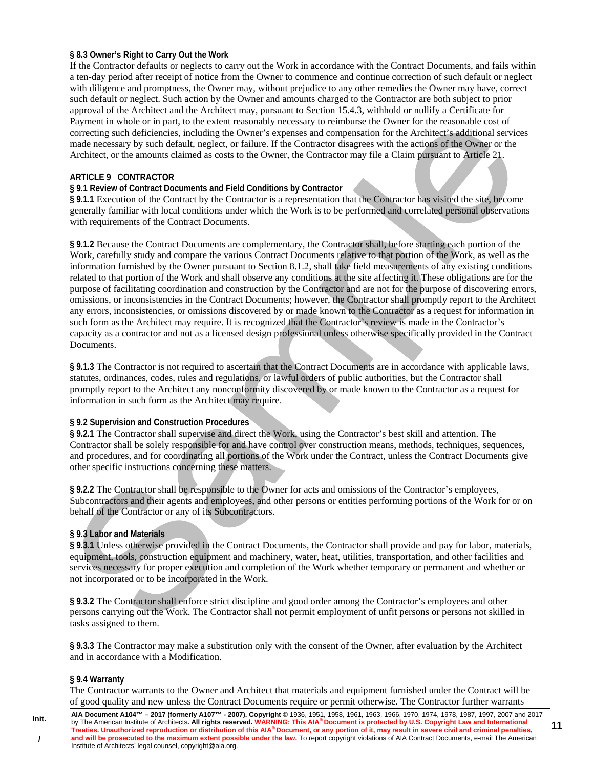**§ 8.3 Owner's Right to Carry Out the Work**

If the Contractor defaults or neglects to carry out the Work in accordance with the Contract Documents, and fails within a ten-day period after receipt of notice from the Owner to commence and continue correction of such default or neglect with diligence and promptness, the Owner may, without prejudice to any other remedies the Owner may have, correct such default or neglect. Such action by the Owner and amounts charged to the Contractor are both subject to prior approval of the Architect and the Architect may, pursuant to Section 15.4.3, withhold or nullify a Certificate for Payment in whole or in part, to the extent reasonably necessary to reimburse the Owner for the reasonable cost of correcting such deficiencies, including the Owner's expenses and compensation for the Architect's additional services made necessary by such default, neglect, or failure. If the Contractor disagrees with the actions of the Owner or the Architect, or the amounts claimed as costs to the Owner, the Contractor may file a Claim pursuant to Article 21.

## ARTICLE 9 CONTRACTOR

**§ 9.1 Review of Contract Documents and Field Conditions by Contractor**

**§ 9.1.1** Execution of the Contract by the Contractor is a representation that the Contractor has visited the site, become generally familiar with local conditions under which the Work is to be performed and correlated personal observations with requirements of the Contract Documents.

**§ 9.1.2** Because the Contract Documents are complementary, the Contractor shall, before starting each portion of the Work, carefully study and compare the various Contract Documents relative to that portion of the Work, as well as the information furnished by the Owner pursuant to Section 8.1.2, shall take field measurements of any existing conditions related to that portion of the Work and shall observe any conditions at the site affecting it. These obligations are for the purpose of facilitating coordination and construction by the Contractor and are not for the purpose of discovering errors, omissions, or inconsistencies in the Contract Documents; however, the Contractor shall promptly report to the Architect any errors, inconsistencies, or omissions discovered by or made known to the Contractor as a request for information in such form as the Architect may require. It is recognized that the Contractor's review is made in the Contractor's capacity as a contractor and not as a licensed design professional unless otherwise specifically provided in the Contract Documents.

**§ 9.1.3** The Contractor is not required to ascertain that the Contract Documents are in accordance with applicable laws, statutes, ordinances, codes, rules and regulations, or lawful orders of public authorities, but the Contractor shall promptly report to the Architect any nonconformity discovered by or made known to the Contractor as a request for information in such form as the Architect may require.

**§ 9.2 Supervision and Construction Procedures**

**§ 9.2.1** The Contractor shall supervise and direct the Work, using the Contractor's best skill and attention. The Contractor shall be solely responsible for and have control over construction means, methods, techniques, sequences, and procedures, and for coordinating all portions of the Work under the Contract, unless the Contract Documents give other specific instructions concerning these matters.

**§ 9.2.2** The Contractor shall be responsible to the Owner for acts and omissions of the Contractor's employees, Subcontractors and their agents and employees, and other persons or entities performing portions of the Work for or on behalf of the Contractor or any of its Subcontractors.

**§ 9.3 Labor and Materials**

**§ 9.3.1** Unless otherwise provided in the Contract Documents, the Contractor shall provide and pay for labor, materials, equipment, tools, construction equipment and machinery, water, heat, utilities, transportation, and other facilities and services necessary for proper execution and completion of the Work whether temporary or permanent and whether or not incorporated or to be incorporated in the Work.

**§ 9.3.2** The Contractor shall enforce strict discipline and good order among the Contractor's employees and other persons carrying out the Work. The Contractor shall not permit employment of unfit persons or persons not skilled in tasks assigned to them.

**§ 9.3.3** The Contractor may make a substitution only with the consent of the Owner, after evaluation by the Architect and in accordance with a Modification.

**§ 9.4 Warranty**

The Contractor warrants to the Owner and Architect that materials and equipment furnished under the Contract will be of good quality and new unless the Contract Documents require or permit otherwise. The Contractor further warrants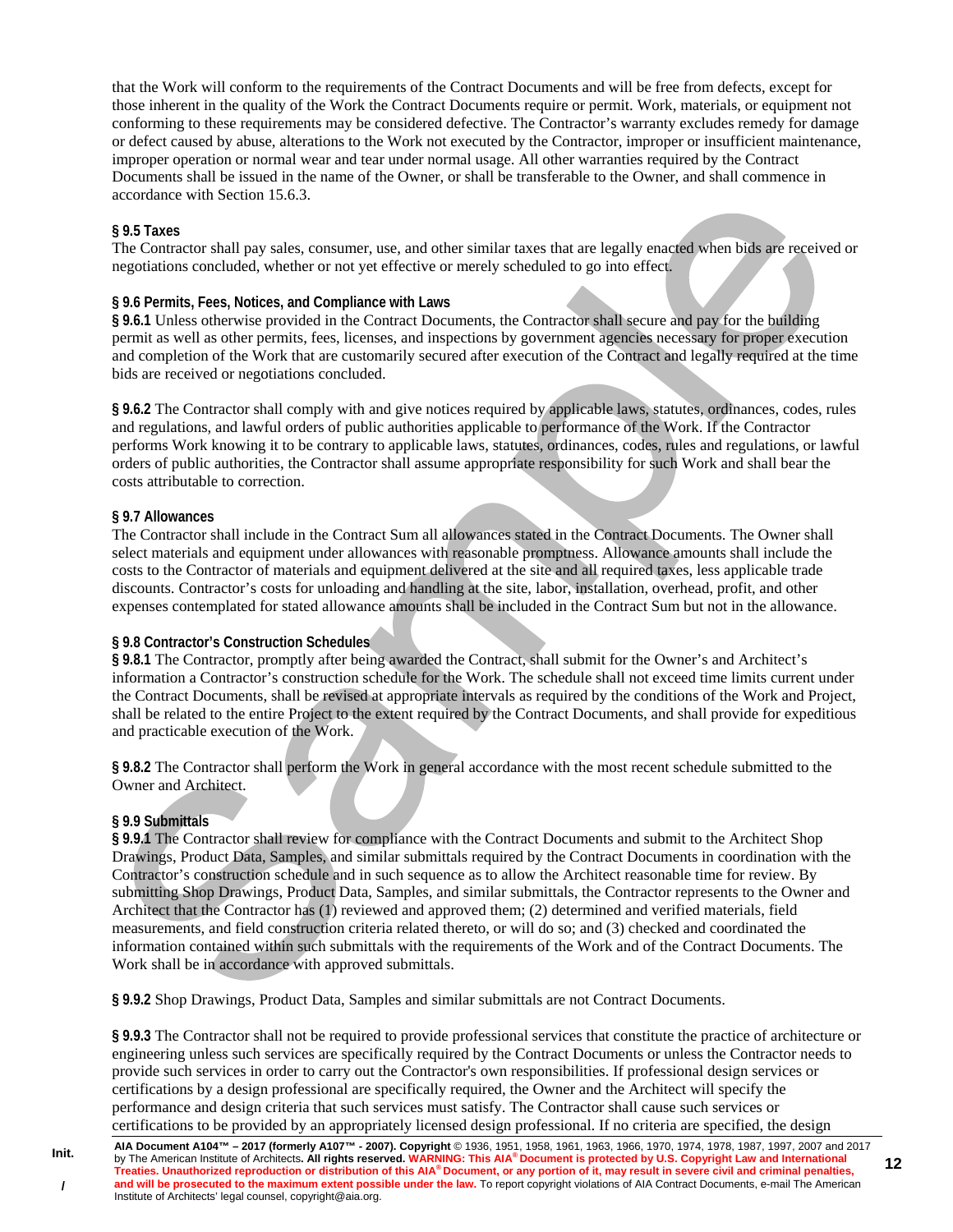that the Work will conform to the requirements of the Contract Documents and will be free from defects, except for those inherent in the quality of the Work the Contract Documents require or permit. Work, materials, or equipment not conforming to these requirements may be considered defective. The Contractor's warranty excludes remedy for damage or defect caused by abuse, alterations to the Work not executed by the Contractor, improper or insufficient maintenance, improper operation or normal wear and tear under normal usage. All other warranties required by the Contract Documents shall be issued in the name of the Owner, or shall be transferable to the Owner, and shall commence in accordance with Section 15.6.3.

**§ 9.5 Taxes**
The Contractor shall pay sales, consumer, use, and other similar taxes that are legally enacted when bids are received or negotiations concluded, whether or not yet effective or merely scheduled to go into effect.

**§ 9.6 Permits, Fees, Notices, and Compliance with Laws**
**§ 9.6.1** Unless otherwise provided in the Contract Documents, the Contractor shall secure and pay for the building permit as well as other permits, fees, licenses, and inspections by government agencies necessary for proper execution and completion of the Work that are customarily secured after execution of the Contract and legally required at the time bids are received or negotiations concluded.

**§ 9.6.2** The Contractor shall comply with and give notices required by applicable laws, statutes, ordinances, codes, rules and regulations, and lawful orders of public authorities applicable to performance of the Work. If the Contractor performs Work knowing it to be contrary to applicable laws, statutes, ordinances, codes, rules and regulations, or lawful orders of public authorities, the Contractor shall assume appropriate responsibility for such Work and shall bear the costs attributable to correction.

**§ 9.7 Allowances**
The Contractor shall include in the Contract Sum all allowances stated in the Contract Documents. The Owner shall select materials and equipment under allowances with reasonable promptness. Allowance amounts shall include the costs to the Contractor of materials and equipment delivered at the site and all required taxes, less applicable trade discounts. Contractor's costs for unloading and handling at the site, labor, installation, overhead, profit, and other expenses contemplated for stated allowance amounts shall be included in the Contract Sum but not in the allowance.

**§ 9.8 Contractor's Construction Schedules**
**§ 9.8.1** The Contractor, promptly after being awarded the Contract, shall submit for the Owner's and Architect's information a Contractor's construction schedule for the Work. The schedule shall not exceed time limits current under the Contract Documents, shall be revised at appropriate intervals as required by the conditions of the Work and Project, shall be related to the entire Project to the extent required by the Contract Documents, and shall provide for expeditious and practicable execution of the Work.

**§ 9.8.2** The Contractor shall perform the Work in general accordance with the most recent schedule submitted to the Owner and Architect.

**§ 9.9 Submittals**
**§ 9.9.1** The Contractor shall review for compliance with the Contract Documents and submit to the Architect Shop Drawings, Product Data, Samples, and similar submittals required by the Contract Documents in coordination with the Contractor's construction schedule and in such sequence as to allow the Architect reasonable time for review. By submitting Shop Drawings, Product Data, Samples, and similar submittals, the Contractor represents to the Owner and Architect that the Contractor has (1) reviewed and approved them; (2) determined and verified materials, field measurements, and field construction criteria related thereto, or will do so; and (3) checked and coordinated the information contained within such submittals with the requirements of the Work and of the Contract Documents. The Work shall be in accordance with approved submittals.

**§ 9.9.2** Shop Drawings, Product Data, Samples and similar submittals are not Contract Documents.

**§ 9.9.3** The Contractor shall not be required to provide professional services that constitute the practice of architecture or engineering unless such services are specifically required by the Contract Documents or unless the Contractor needs to provide such services in order to carry out the Contractor's own responsibilities. If professional design services or certifications by a design professional are specifically required, the Owner and the Architect will specify the performance and design criteria that such services must satisfy. The Contractor shall cause such services or certifications to be provided by an appropriately licensed design professional. If no criteria are specified, the design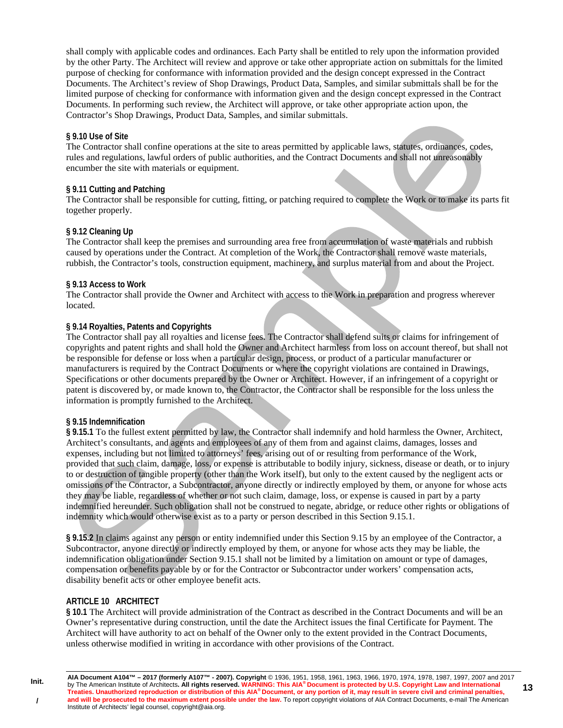shall comply with applicable codes and ordinances. Each Party shall be entitled to rely upon the information provided by the other Party. The Architect will review and approve or take other appropriate action on submittals for the limited purpose of checking for conformance with information provided and the design concept expressed in the Contract Documents. The Architect's review of Shop Drawings, Product Data, Samples, and similar submittals shall be for the limited purpose of checking for conformance with information given and the design concept expressed in the Contract Documents. In performing such review, the Architect will approve, or take other appropriate action upon, the Contractor's Shop Drawings, Product Data, Samples, and similar submittals.

**§ 9.10 Use of Site**
The Contractor shall confine operations at the site to areas permitted by applicable laws, statutes, ordinances, codes, rules and regulations, lawful orders of public authorities, and the Contract Documents and shall not unreasonably encumber the site with materials or equipment.

**§ 9.11 Cutting and Patching**
The Contractor shall be responsible for cutting, fitting, or patching required to complete the Work or to make its parts fit together properly.

**§ 9.12 Cleaning Up**
The Contractor shall keep the premises and surrounding area free from accumulation of waste materials and rubbish caused by operations under the Contract. At completion of the Work, the Contractor shall remove waste materials, rubbish, the Contractor's tools, construction equipment, machinery, and surplus material from and about the Project.

**§ 9.13 Access to Work**
The Contractor shall provide the Owner and Architect with access to the Work in preparation and progress wherever located.

**§ 9.14 Royalties, Patents and Copyrights**
The Contractor shall pay all royalties and license fees. The Contractor shall defend suits or claims for infringement of copyrights and patent rights and shall hold the Owner and Architect harmless from loss on account thereof, but shall not be responsible for defense or loss when a particular design, process, or product of a particular manufacturer or manufacturers is required by the Contract Documents or where the copyright violations are contained in Drawings, Specifications or other documents prepared by the Owner or Architect. However, if an infringement of a copyright or patent is discovered by, or made known to, the Contractor, the Contractor shall be responsible for the loss unless the information is promptly furnished to the Architect.

**§ 9.15 Indemnification**
**§ 9.15.1** To the fullest extent permitted by law, the Contractor shall indemnify and hold harmless the Owner, Architect, Architect's consultants, and agents and employees of any of them from and against claims, damages, losses and expenses, including but not limited to attorneys' fees, arising out of or resulting from performance of the Work, provided that such claim, damage, loss, or expense is attributable to bodily injury, sickness, disease or death, or to injury to or destruction of tangible property (other than the Work itself), but only to the extent caused by the negligent acts or omissions of the Contractor, a Subcontractor, anyone directly or indirectly employed by them, or anyone for whose acts they may be liable, regardless of whether or not such claim, damage, loss, or expense is caused in part by a party indemnified hereunder. Such obligation shall not be construed to negate, abridge, or reduce other rights or obligations of indemnity which would otherwise exist as to a party or person described in this Section 9.15.1.

**§ 9.15.2** In claims against any person or entity indemnified under this Section 9.15 by an employee of the Contractor, a Subcontractor, anyone directly or indirectly employed by them, or anyone for whose acts they may be liable, the indemnification obligation under Section 9.15.1 shall not be limited by a limitation on amount or type of damages, compensation or benefits payable by or for the Contractor or Subcontractor under workers' compensation acts, disability benefit acts or other employee benefit acts.

## ARTICLE 10 ARCHITECT
**§ 10.1** The Architect will provide administration of the Contract as described in the Contract Documents and will be an Owner's representative during construction, until the date the Architect issues the final Certificate for Payment. The Architect will have authority to act on behalf of the Owner only to the extent provided in the Contract Documents, unless otherwise modified in writing in accordance with other provisions of the Contract.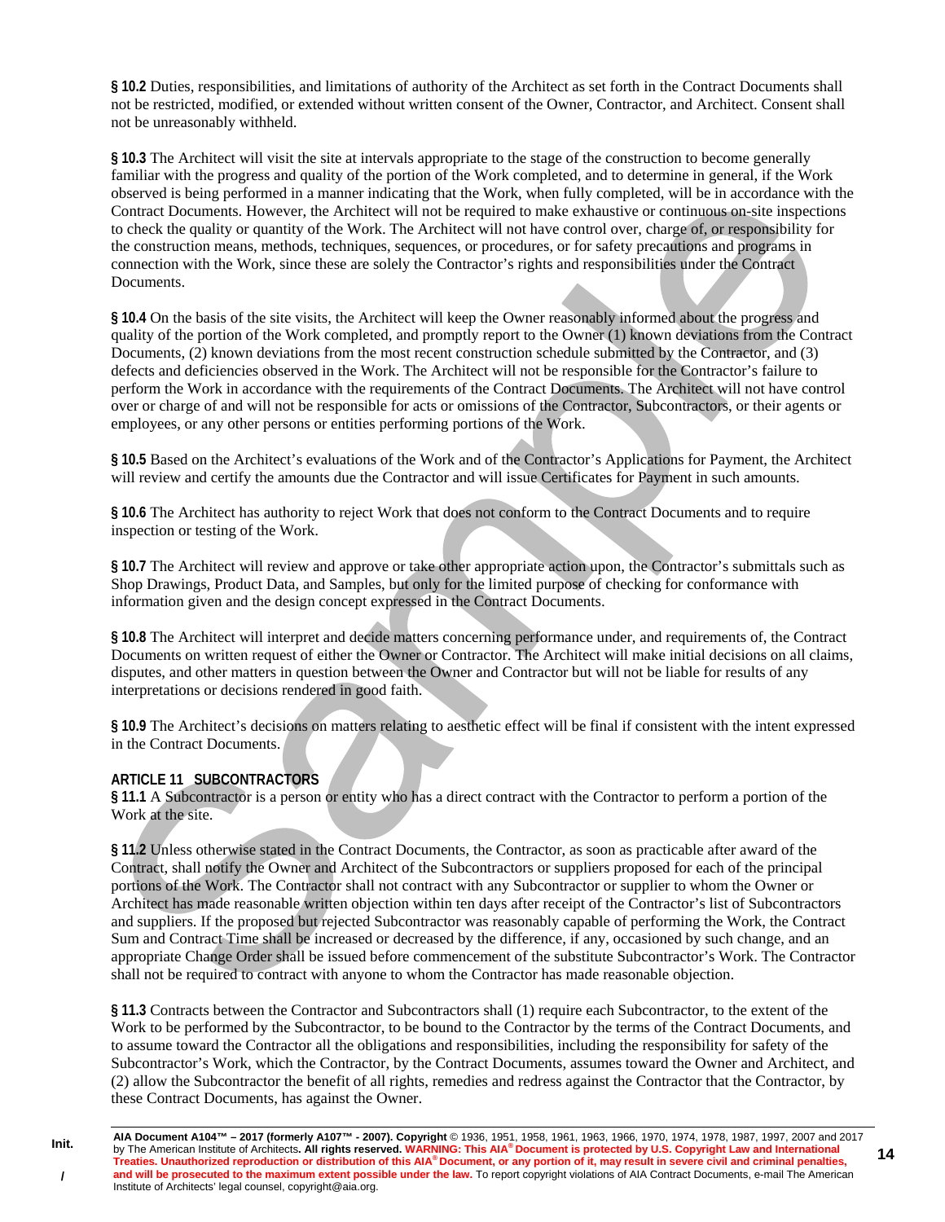**§ 10.2** Duties, responsibilities, and limitations of authority of the Architect as set forth in the Contract Documents shall not be restricted, modified, or extended without written consent of the Owner, Contractor, and Architect. Consent shall not be unreasonably withheld.

**§ 10.3** The Architect will visit the site at intervals appropriate to the stage of the construction to become generally familiar with the progress and quality of the portion of the Work completed, and to determine in general, if the Work observed is being performed in a manner indicating that the Work, when fully completed, will be in accordance with the Contract Documents. However, the Architect will not be required to make exhaustive or continuous on-site inspections to check the quality or quantity of the Work. The Architect will not have control over, charge of, or responsibility for the construction means, methods, techniques, sequences, or procedures, or for safety precautions and programs in connection with the Work, since these are solely the Contractor's rights and responsibilities under the Contract Documents.

**§ 10.4** On the basis of the site visits, the Architect will keep the Owner reasonably informed about the progress and quality of the portion of the Work completed, and promptly report to the Owner (1) known deviations from the Contract Documents, (2) known deviations from the most recent construction schedule submitted by the Contractor, and (3) defects and deficiencies observed in the Work. The Architect will not be responsible for the Contractor's failure to perform the Work in accordance with the requirements of the Contract Documents. The Architect will not have control over or charge of and will not be responsible for acts or omissions of the Contractor, Subcontractors, or their agents or employees, or any other persons or entities performing portions of the Work.

**§ 10.5** Based on the Architect's evaluations of the Work and of the Contractor's Applications for Payment, the Architect will review and certify the amounts due the Contractor and will issue Certificates for Payment in such amounts.

**§ 10.6** The Architect has authority to reject Work that does not conform to the Contract Documents and to require inspection or testing of the Work.

**§ 10.7** The Architect will review and approve or take other appropriate action upon, the Contractor's submittals such as Shop Drawings, Product Data, and Samples, but only for the limited purpose of checking for conformance with information given and the design concept expressed in the Contract Documents.

**§ 10.8** The Architect will interpret and decide matters concerning performance under, and requirements of, the Contract Documents on written request of either the Owner or Contractor. The Architect will make initial decisions on all claims, disputes, and other matters in question between the Owner and Contractor but will not be liable for results of any interpretations or decisions rendered in good faith.

**§ 10.9** The Architect's decisions on matters relating to aesthetic effect will be final if consistent with the intent expressed in the Contract Documents.

## ARTICLE 11 SUBCONTRACTORS

**§ 11.1** A Subcontractor is a person or entity who has a direct contract with the Contractor to perform a portion of the Work at the site.

**§ 11.2** Unless otherwise stated in the Contract Documents, the Contractor, as soon as practicable after award of the Contract, shall notify the Owner and Architect of the Subcontractors or suppliers proposed for each of the principal portions of the Work. The Contractor shall not contract with any Subcontractor or supplier to whom the Owner or Architect has made reasonable written objection within ten days after receipt of the Contractor's list of Subcontractors and suppliers. If the proposed but rejected Subcontractor was reasonably capable of performing the Work, the Contract Sum and Contract Time shall be increased or decreased by the difference, if any, occasioned by such change, and an appropriate Change Order shall be issued before commencement of the substitute Subcontractor's Work. The Contractor shall not be required to contract with anyone to whom the Contractor has made reasonable objection.

**§ 11.3** Contracts between the Contractor and Subcontractors shall (1) require each Subcontractor, to the extent of the Work to be performed by the Subcontractor, to be bound to the Contractor by the terms of the Contract Documents, and to assume toward the Contractor all the obligations and responsibilities, including the responsibility for safety of the Subcontractor's Work, which the Contractor, by the Contract Documents, assumes toward the Owner and Architect, and (2) allow the Subcontractor the benefit of all rights, remedies and redress against the Contractor that the Contractor, by these Contract Documents, has against the Owner.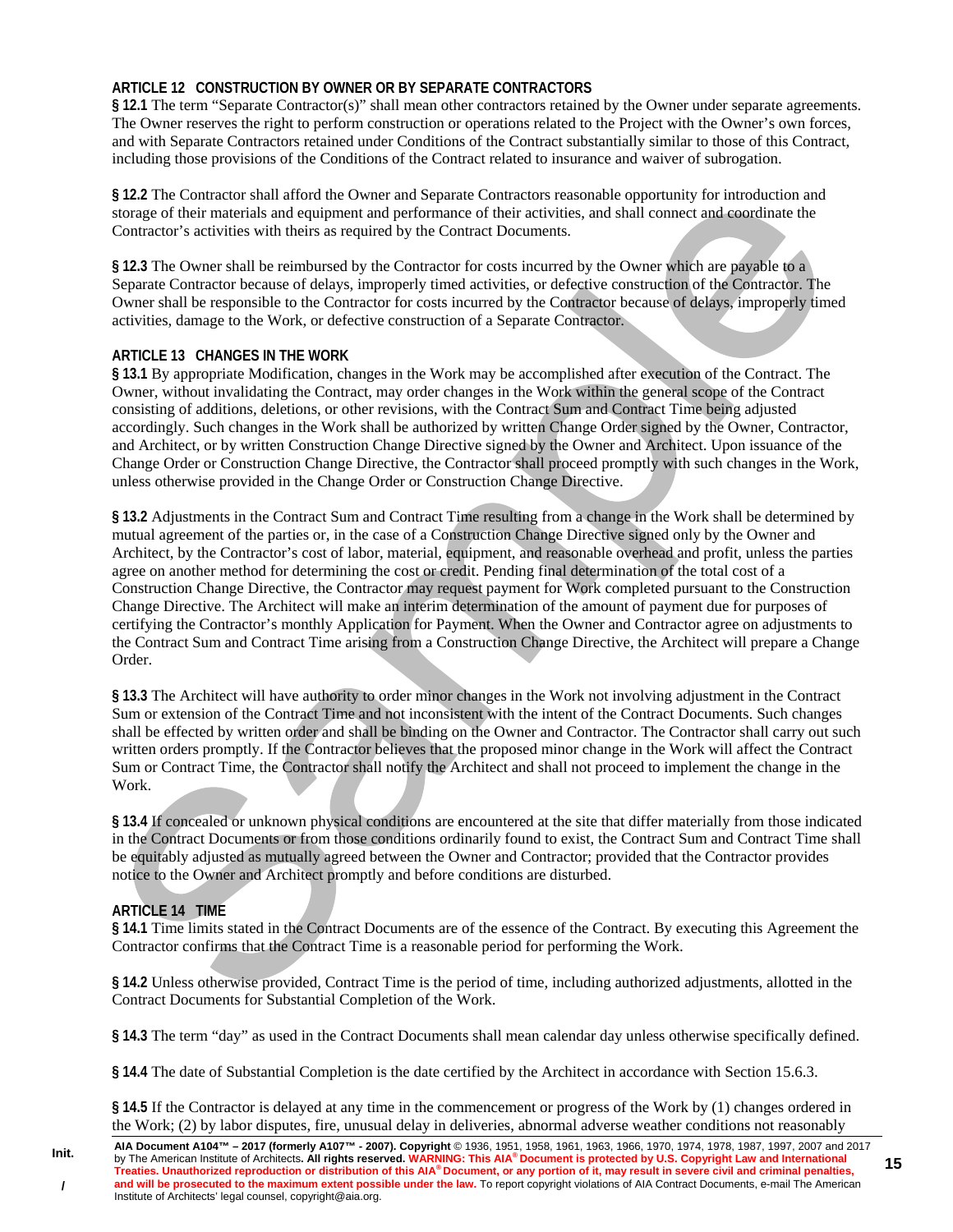## ARTICLE 12 CONSTRUCTION BY OWNER OR BY SEPARATE CONTRACTORS

**§ 12.1** The term "Separate Contractor(s)" shall mean other contractors retained by the Owner under separate agreements. The Owner reserves the right to perform construction or operations related to the Project with the Owner's own forces, and with Separate Contractors retained under Conditions of the Contract substantially similar to those of this Contract, including those provisions of the Conditions of the Contract related to insurance and waiver of subrogation.

**§ 12.2** The Contractor shall afford the Owner and Separate Contractors reasonable opportunity for introduction and storage of their materials and equipment and performance of their activities, and shall connect and coordinate the Contractor's activities with theirs as required by the Contract Documents.

**§ 12.3** The Owner shall be reimbursed by the Contractor for costs incurred by the Owner which are payable to a Separate Contractor because of delays, improperly timed activities, or defective construction of the Contractor. The Owner shall be responsible to the Contractor for costs incurred by the Contractor because of delays, improperly timed activities, damage to the Work, or defective construction of a Separate Contractor.

## ARTICLE 13 CHANGES IN THE WORK

**§ 13.1** By appropriate Modification, changes in the Work may be accomplished after execution of the Contract. The Owner, without invalidating the Contract, may order changes in the Work within the general scope of the Contract consisting of additions, deletions, or other revisions, with the Contract Sum and Contract Time being adjusted accordingly. Such changes in the Work shall be authorized by written Change Order signed by the Owner, Contractor, and Architect, or by written Construction Change Directive signed by the Owner and Architect. Upon issuance of the Change Order or Construction Change Directive, the Contractor shall proceed promptly with such changes in the Work, unless otherwise provided in the Change Order or Construction Change Directive.

**§ 13.2** Adjustments in the Contract Sum and Contract Time resulting from a change in the Work shall be determined by mutual agreement of the parties or, in the case of a Construction Change Directive signed only by the Owner and Architect, by the Contractor's cost of labor, material, equipment, and reasonable overhead and profit, unless the parties agree on another method for determining the cost or credit. Pending final determination of the total cost of a Construction Change Directive, the Contractor may request payment for Work completed pursuant to the Construction Change Directive. The Architect will make an interim determination of the amount of payment due for purposes of certifying the Contractor's monthly Application for Payment. When the Owner and Contractor agree on adjustments to the Contract Sum and Contract Time arising from a Construction Change Directive, the Architect will prepare a Change Order.

**§ 13.3** The Architect will have authority to order minor changes in the Work not involving adjustment in the Contract Sum or extension of the Contract Time and not inconsistent with the intent of the Contract Documents. Such changes shall be effected by written order and shall be binding on the Owner and Contractor. The Contractor shall carry out such written orders promptly. If the Contractor believes that the proposed minor change in the Work will affect the Contract Sum or Contract Time, the Contractor shall notify the Architect and shall not proceed to implement the change in the Work.

**§ 13.4** If concealed or unknown physical conditions are encountered at the site that differ materially from those indicated in the Contract Documents or from those conditions ordinarily found to exist, the Contract Sum and Contract Time shall be equitably adjusted as mutually agreed between the Owner and Contractor; provided that the Contractor provides notice to the Owner and Architect promptly and before conditions are disturbed.

## ARTICLE 14 TIME

**§ 14.1** Time limits stated in the Contract Documents are of the essence of the Contract. By executing this Agreement the Contractor confirms that the Contract Time is a reasonable period for performing the Work.

**§ 14.2** Unless otherwise provided, Contract Time is the period of time, including authorized adjustments, allotted in the Contract Documents for Substantial Completion of the Work.

**§ 14.3** The term "day" as used in the Contract Documents shall mean calendar day unless otherwise specifically defined.

**§ 14.4** The date of Substantial Completion is the date certified by the Architect in accordance with Section 15.6.3.

**§ 14.5** If the Contractor is delayed at any time in the commencement or progress of the Work by (1) changes ordered in the Work; (2) by labor disputes, fire, unusual delay in deliveries, abnormal adverse weather conditions not reasonably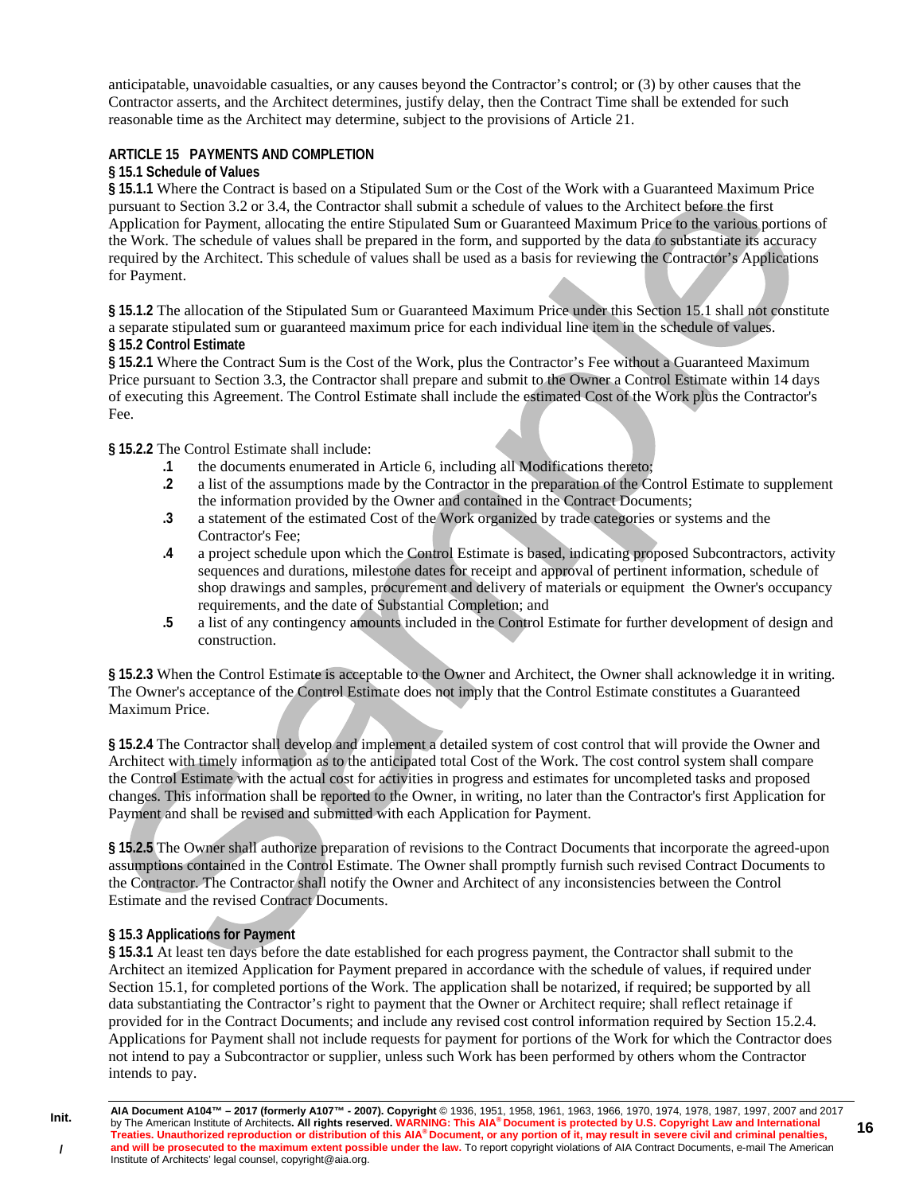anticipatable, unavoidable casualties, or any causes beyond the Contractor's control; or (3) by other causes that the Contractor asserts, and the Architect determines, justify delay, then the Contract Time shall be extended for such reasonable time as the Architect may determine, subject to the provisions of Article 21.

## ARTICLE 15 PAYMENTS AND COMPLETION

### § 15.1 Schedule of Values

**§ 15.1.1** Where the Contract is based on a Stipulated Sum or the Cost of the Work with a Guaranteed Maximum Price pursuant to Section 3.2 or 3.4, the Contractor shall submit a schedule of values to the Architect before the first Application for Payment, allocating the entire Stipulated Sum or Guaranteed Maximum Price to the various portions of the Work. The schedule of values shall be prepared in the form, and supported by the data to substantiate its accuracy required by the Architect. This schedule of values shall be used as a basis for reviewing the Contractor's Applications for Payment.

**§ 15.1.2** The allocation of the Stipulated Sum or Guaranteed Maximum Price under this Section 15.1 shall not constitute a separate stipulated sum or guaranteed maximum price for each individual line item in the schedule of values.

### § 15.2 Control Estimate

**§ 15.2.1** Where the Contract Sum is the Cost of the Work, plus the Contractor's Fee without a Guaranteed Maximum Price pursuant to Section 3.3, the Contractor shall prepare and submit to the Owner a Control Estimate within 14 days of executing this Agreement. The Control Estimate shall include the estimated Cost of the Work plus the Contractor's Fee.

**§ 15.2.2** The Control Estimate shall include:

- **.1** the documents enumerated in Article 6, including all Modifications thereto;
- **.2** a list of the assumptions made by the Contractor in the preparation of the Control Estimate to supplement the information provided by the Owner and contained in the Contract Documents;
- **.3** a statement of the estimated Cost of the Work organized by trade categories or systems and the Contractor's Fee;
- **.4** a project schedule upon which the Control Estimate is based, indicating proposed Subcontractors, activity sequences and durations, milestone dates for receipt and approval of pertinent information, schedule of shop drawings and samples, procurement and delivery of materials or equipment the Owner's occupancy requirements, and the date of Substantial Completion; and
- **.5** a list of any contingency amounts included in the Control Estimate for further development of design and construction.

**§ 15.2.3** When the Control Estimate is acceptable to the Owner and Architect, the Owner shall acknowledge it in writing. The Owner's acceptance of the Control Estimate does not imply that the Control Estimate constitutes a Guaranteed Maximum Price.

**§ 15.2.4** The Contractor shall develop and implement a detailed system of cost control that will provide the Owner and Architect with timely information as to the anticipated total Cost of the Work. The cost control system shall compare the Control Estimate with the actual cost for activities in progress and estimates for uncompleted tasks and proposed changes. This information shall be reported to the Owner, in writing, no later than the Contractor's first Application for Payment and shall be revised and submitted with each Application for Payment.

**§ 15.2.5** The Owner shall authorize preparation of revisions to the Contract Documents that incorporate the agreed-upon assumptions contained in the Control Estimate. The Owner shall promptly furnish such revised Contract Documents to the Contractor. The Contractor shall notify the Owner and Architect of any inconsistencies between the Control Estimate and the revised Contract Documents.

### § 15.3 Applications for Payment

**§ 15.3.1** At least ten days before the date established for each progress payment, the Contractor shall submit to the Architect an itemized Application for Payment prepared in accordance with the schedule of values, if required under Section 15.1, for completed portions of the Work. The application shall be notarized, if required; be supported by all data substantiating the Contractor's right to payment that the Owner or Architect require; shall reflect retainage if provided for in the Contract Documents; and include any revised cost control information required by Section 15.2.4. Applications for Payment shall not include requests for payment for portions of the Work for which the Contractor does not intend to pay a Subcontractor or supplier, unless such Work has been performed by others whom the Contractor intends to pay.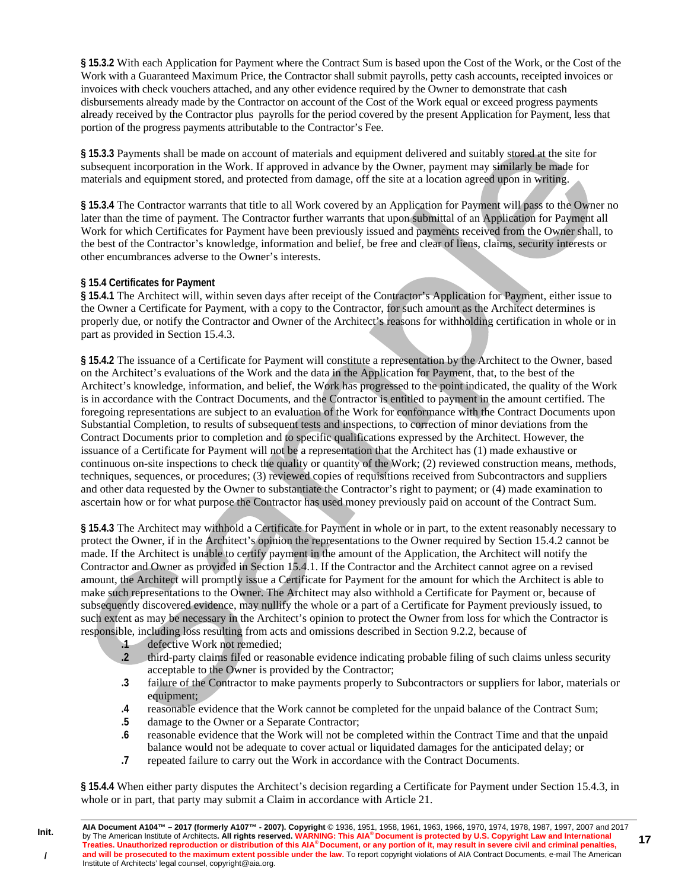**§ 15.3.2** With each Application for Payment where the Contract Sum is based upon the Cost of the Work, or the Cost of the Work with a Guaranteed Maximum Price, the Contractor shall submit payrolls, petty cash accounts, receipted invoices or invoices with check vouchers attached, and any other evidence required by the Owner to demonstrate that cash disbursements already made by the Contractor on account of the Cost of the Work equal or exceed progress payments already received by the Contractor plus payrolls for the period covered by the present Application for Payment, less that portion of the progress payments attributable to the Contractor's Fee.

**§ 15.3.3** Payments shall be made on account of materials and equipment delivered and suitably stored at the site for subsequent incorporation in the Work. If approved in advance by the Owner, payment may similarly be made for materials and equipment stored, and protected from damage, off the site at a location agreed upon in writing.

**§ 15.3.4** The Contractor warrants that title to all Work covered by an Application for Payment will pass to the Owner no later than the time of payment. The Contractor further warrants that upon submittal of an Application for Payment all Work for which Certificates for Payment have been previously issued and payments received from the Owner shall, to the best of the Contractor's knowledge, information and belief, be free and clear of liens, claims, security interests or other encumbrances adverse to the Owner's interests.

**§ 15.4 Certificates for Payment**

**§ 15.4.1** The Architect will, within seven days after receipt of the Contractor's Application for Payment, either issue to the Owner a Certificate for Payment, with a copy to the Contractor, for such amount as the Architect determines is properly due, or notify the Contractor and Owner of the Architect's reasons for withholding certification in whole or in part as provided in Section 15.4.3.

**§ 15.4.2** The issuance of a Certificate for Payment will constitute a representation by the Architect to the Owner, based on the Architect's evaluations of the Work and the data in the Application for Payment, that, to the best of the Architect's knowledge, information, and belief, the Work has progressed to the point indicated, the quality of the Work is in accordance with the Contract Documents, and the Contractor is entitled to payment in the amount certified. The foregoing representations are subject to an evaluation of the Work for conformance with the Contract Documents upon Substantial Completion, to results of subsequent tests and inspections, to correction of minor deviations from the Contract Documents prior to completion and to specific qualifications expressed by the Architect. However, the issuance of a Certificate for Payment will not be a representation that the Architect has (1) made exhaustive or continuous on-site inspections to check the quality or quantity of the Work; (2) reviewed construction means, methods, techniques, sequences, or procedures; (3) reviewed copies of requisitions received from Subcontractors and suppliers and other data requested by the Owner to substantiate the Contractor's right to payment; or (4) made examination to ascertain how or for what purpose the Contractor has used money previously paid on account of the Contract Sum.

**§ 15.4.3** The Architect may withhold a Certificate for Payment in whole or in part, to the extent reasonably necessary to protect the Owner, if in the Architect's opinion the representations to the Owner required by Section 15.4.2 cannot be made. If the Architect is unable to certify payment in the amount of the Application, the Architect will notify the Contractor and Owner as provided in Section 15.4.1. If the Contractor and Owner cannot agree on a revised amount, the Architect will promptly issue a Certificate for Payment for the amount for which the Architect is able to make such representations to the Owner. The Architect may also withhold a Certificate for Payment or, because of subsequently discovered evidence, may nullify the whole or a part of a Certificate for Payment previously issued, to such extent as may be necessary in the Architect's opinion to protect the Owner from loss for which the Contractor is responsible, including loss resulting from acts and omissions described in Section 9.2.2, because of

- **.1** defective Work not remedied;
- **.2** third-party claims filed or reasonable evidence indicating probable filing of such claims unless security acceptable to the Owner is provided by the Contractor;
- **.3** failure of the Contractor to make payments properly to Subcontractors or suppliers for labor, materials or equipment;
- **.4** reasonable evidence that the Work cannot be completed for the unpaid balance of the Contract Sum;
- **.5** damage to the Owner or a Separate Contractor;
- **.6** reasonable evidence that the Work will not be completed within the Contract Time and that the unpaid balance would not be adequate to cover actual or liquidated damages for the anticipated delay; or
- **.7** repeated failure to carry out the Work in accordance with the Contract Documents.

**§ 15.4.4** When either party disputes the Architect's decision regarding a Certificate for Payment under Section 15.4.3, in whole or in part, that party may submit a Claim in accordance with Article 21.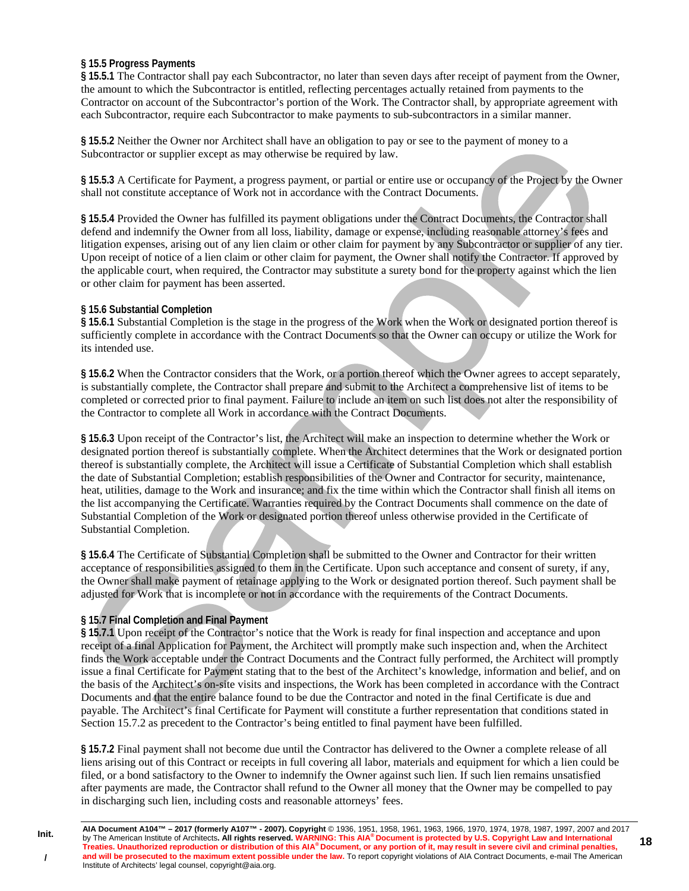**§ 15.5 Progress Payments**
**§ 15.5.1** The Contractor shall pay each Subcontractor, no later than seven days after receipt of payment from the Owner, the amount to which the Subcontractor is entitled, reflecting percentages actually retained from payments to the Contractor on account of the Subcontractor's portion of the Work. The Contractor shall, by appropriate agreement with each Subcontractor, require each Subcontractor to make payments to sub-subcontractors in a similar manner.

**§ 15.5.2** Neither the Owner nor Architect shall have an obligation to pay or see to the payment of money to a Subcontractor or supplier except as may otherwise be required by law.

**§ 15.5.3** A Certificate for Payment, a progress payment, or partial or entire use or occupancy of the Project by the Owner shall not constitute acceptance of Work not in accordance with the Contract Documents.

**§ 15.5.4** Provided the Owner has fulfilled its payment obligations under the Contract Documents, the Contractor shall defend and indemnify the Owner from all loss, liability, damage or expense, including reasonable attorney's fees and litigation expenses, arising out of any lien claim or other claim for payment by any Subcontractor or supplier of any tier. Upon receipt of notice of a lien claim or other claim for payment, the Owner shall notify the Contractor. If approved by the applicable court, when required, the Contractor may substitute a surety bond for the property against which the lien or other claim for payment has been asserted.

**§ 15.6 Substantial Completion**
**§ 15.6.1** Substantial Completion is the stage in the progress of the Work when the Work or designated portion thereof is sufficiently complete in accordance with the Contract Documents so that the Owner can occupy or utilize the Work for its intended use.

**§ 15.6.2** When the Contractor considers that the Work, or a portion thereof which the Owner agrees to accept separately, is substantially complete, the Contractor shall prepare and submit to the Architect a comprehensive list of items to be completed or corrected prior to final payment. Failure to include an item on such list does not alter the responsibility of the Contractor to complete all Work in accordance with the Contract Documents.

**§ 15.6.3** Upon receipt of the Contractor's list, the Architect will make an inspection to determine whether the Work or designated portion thereof is substantially complete. When the Architect determines that the Work or designated portion thereof is substantially complete, the Architect will issue a Certificate of Substantial Completion which shall establish the date of Substantial Completion; establish responsibilities of the Owner and Contractor for security, maintenance, heat, utilities, damage to the Work and insurance; and fix the time within which the Contractor shall finish all items on the list accompanying the Certificate. Warranties required by the Contract Documents shall commence on the date of Substantial Completion of the Work or designated portion thereof unless otherwise provided in the Certificate of Substantial Completion.

**§ 15.6.4** The Certificate of Substantial Completion shall be submitted to the Owner and Contractor for their written acceptance of responsibilities assigned to them in the Certificate. Upon such acceptance and consent of surety, if any, the Owner shall make payment of retainage applying to the Work or designated portion thereof. Such payment shall be adjusted for Work that is incomplete or not in accordance with the requirements of the Contract Documents.

**§ 15.7 Final Completion and Final Payment**
**§ 15.7.1** Upon receipt of the Contractor's notice that the Work is ready for final inspection and acceptance and upon receipt of a final Application for Payment, the Architect will promptly make such inspection and, when the Architect finds the Work acceptable under the Contract Documents and the Contract fully performed, the Architect will promptly issue a final Certificate for Payment stating that to the best of the Architect's knowledge, information and belief, and on the basis of the Architect's on-site visits and inspections, the Work has been completed in accordance with the Contract Documents and that the entire balance found to be due the Contractor and noted in the final Certificate is due and payable. The Architect's final Certificate for Payment will constitute a further representation that conditions stated in Section 15.7.2 as precedent to the Contractor's being entitled to final payment have been fulfilled.

**§ 15.7.2** Final payment shall not become due until the Contractor has delivered to the Owner a complete release of all liens arising out of this Contract or receipts in full covering all labor, materials and equipment for which a lien could be filed, or a bond satisfactory to the Owner to indemnify the Owner against such lien. If such lien remains unsatisfied after payments are made, the Contractor shall refund to the Owner all money that the Owner may be compelled to pay in discharging such lien, including costs and reasonable attorneys' fees.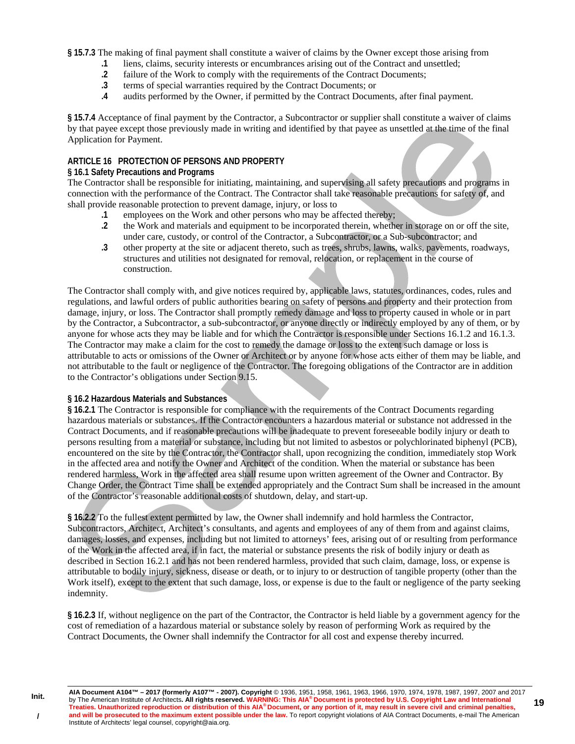**§ 15.7.3** The making of final payment shall constitute a waiver of claims by the Owner except those arising from

- **.1** liens, claims, security interests or encumbrances arising out of the Contract and unsettled;
- **.2** failure of the Work to comply with the requirements of the Contract Documents;
- **.3** terms of special warranties required by the Contract Documents; or
- **.4** audits performed by the Owner, if permitted by the Contract Documents, after final payment.

**§ 15.7.4** Acceptance of final payment by the Contractor, a Subcontractor or supplier shall constitute a waiver of claims by that payee except those previously made in writing and identified by that payee as unsettled at the time of the final Application for Payment.

## ARTICLE 16 PROTECTION OF PERSONS AND PROPERTY

### § 16.1 Safety Precautions and Programs

The Contractor shall be responsible for initiating, maintaining, and supervising all safety precautions and programs in connection with the performance of the Contract. The Contractor shall take reasonable precautions for safety of, and shall provide reasonable protection to prevent damage, injury, or loss to

- **.1** employees on the Work and other persons who may be affected thereby;
- **.2** the Work and materials and equipment to be incorporated therein, whether in storage on or off the site, under care, custody, or control of the Contractor, a Subcontractor, or a Sub-subcontractor; and
- **.3** other property at the site or adjacent thereto, such as trees, shrubs, lawns, walks, pavements, roadways, structures and utilities not designated for removal, relocation, or replacement in the course of construction.

The Contractor shall comply with, and give notices required by, applicable laws, statutes, ordinances, codes, rules and regulations, and lawful orders of public authorities bearing on safety of persons and property and their protection from damage, injury, or loss. The Contractor shall promptly remedy damage and loss to property caused in whole or in part by the Contractor, a Subcontractor, a sub-subcontractor, or anyone directly or indirectly employed by any of them, or by anyone for whose acts they may be liable and for which the Contractor is responsible under Sections 16.1.2 and 16.1.3. The Contractor may make a claim for the cost to remedy the damage or loss to the extent such damage or loss is attributable to acts or omissions of the Owner or Architect or by anyone for whose acts either of them may be liable, and not attributable to the fault or negligence of the Contractor. The foregoing obligations of the Contractor are in addition to the Contractor's obligations under Section 9.15.

### § 16.2 Hazardous Materials and Substances

**§ 16.2.1** The Contractor is responsible for compliance with the requirements of the Contract Documents regarding hazardous materials or substances. If the Contractor encounters a hazardous material or substance not addressed in the Contract Documents, and if reasonable precautions will be inadequate to prevent foreseeable bodily injury or death to persons resulting from a material or substance, including but not limited to asbestos or polychlorinated biphenyl (PCB), encountered on the site by the Contractor, the Contractor shall, upon recognizing the condition, immediately stop Work in the affected area and notify the Owner and Architect of the condition. When the material or substance has been rendered harmless, Work in the affected area shall resume upon written agreement of the Owner and Contractor. By Change Order, the Contract Time shall be extended appropriately and the Contract Sum shall be increased in the amount of the Contractor's reasonable additional costs of shutdown, delay, and start-up.

**§ 16.2.2** To the fullest extent permitted by law, the Owner shall indemnify and hold harmless the Contractor, Subcontractors, Architect, Architect's consultants, and agents and employees of any of them from and against claims, damages, losses, and expenses, including but not limited to attorneys' fees, arising out of or resulting from performance of the Work in the affected area, if in fact, the material or substance presents the risk of bodily injury or death as described in Section 16.2.1 and has not been rendered harmless, provided that such claim, damage, loss, or expense is attributable to bodily injury, sickness, disease or death, or to injury to or destruction of tangible property (other than the Work itself), except to the extent that such damage, loss, or expense is due to the fault or negligence of the party seeking indemnity.

**§ 16.2.3** If, without negligence on the part of the Contractor, the Contractor is held liable by a government agency for the cost of remediation of a hazardous material or substance solely by reason of performing Work as required by the Contract Documents, the Owner shall indemnify the Contractor for all cost and expense thereby incurred.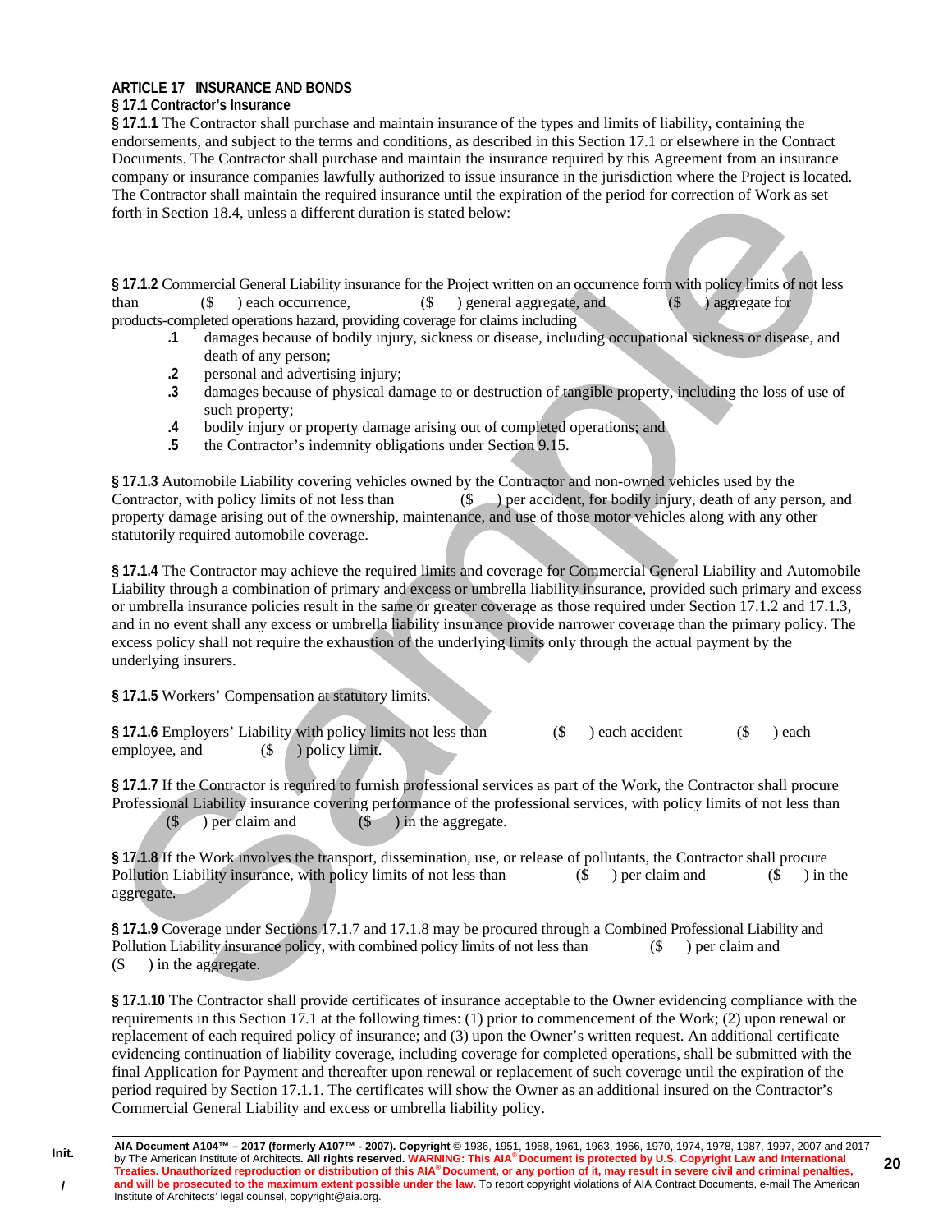## ARTICLE 17 INSURANCE AND BONDS

### § 17.1 Contractor's Insurance

**§ 17.1.1** The Contractor shall purchase and maintain insurance of the types and limits of liability, containing the endorsements, and subject to the terms and conditions, as described in this Section 17.1 or elsewhere in the Contract Documents. The Contractor shall purchase and maintain the insurance required by this Agreement from an insurance company or insurance companies lawfully authorized to issue insurance in the jurisdiction where the Project is located. The Contractor shall maintain the required insurance until the expiration of the period for correction of Work as set forth in Section 18.4, unless a different duration is stated below:

**§ 17.1.2** Commercial General Liability insurance for the Project written on an occurrence form with policy limits of not less than ($ ) each occurrence, ($ ) general aggregate, and ($ ) aggregate for products-completed operations hazard, providing coverage for claims including

- **.1** damages because of bodily injury, sickness or disease, including occupational sickness or disease, and death of any person;
- **.2** personal and advertising injury;
- **.3** damages because of physical damage to or destruction of tangible property, including the loss of use of such property;
- **.4** bodily injury or property damage arising out of completed operations; and
- **.5** the Contractor's indemnity obligations under Section 9.15.

**§ 17.1.3** Automobile Liability covering vehicles owned by the Contractor and non-owned vehicles used by the Contractor, with policy limits of not less than ($ ) per accident, for bodily injury, death of any person, and property damage arising out of the ownership, maintenance, and use of those motor vehicles along with any other statutorily required automobile coverage.

**§ 17.1.4** The Contractor may achieve the required limits and coverage for Commercial General Liability and Automobile Liability through a combination of primary and excess or umbrella liability insurance, provided such primary and excess or umbrella insurance policies result in the same or greater coverage as those required under Section 17.1.2 and 17.1.3, and in no event shall any excess or umbrella liability insurance provide narrower coverage than the primary policy. The excess policy shall not require the exhaustion of the underlying limits only through the actual payment by the underlying insurers.

**§ 17.1.5** Workers' Compensation at statutory limits.

**§ 17.1.6** Employers' Liability with policy limits not less than ($ ) each accident ($ ) each employee, and ($ ) policy limit.

**§ 17.1.7** If the Contractor is required to furnish professional services as part of the Work, the Contractor shall procure Professional Liability insurance covering performance of the professional services, with policy limits of not less than ($ ) per claim and ($ ) in the aggregate.

**§ 17.1.8** If the Work involves the transport, dissemination, use, or release of pollutants, the Contractor shall procure Pollution Liability insurance, with policy limits of not less than ($ ) per claim and ($ ) in the aggregate.

**§ 17.1.9** Coverage under Sections 17.1.7 and 17.1.8 may be procured through a Combined Professional Liability and Pollution Liability insurance policy, with combined policy limits of not less than ($ ) per claim and ($ ) in the aggregate.

**§ 17.1.10** The Contractor shall provide certificates of insurance acceptable to the Owner evidencing compliance with the requirements in this Section 17.1 at the following times: (1) prior to commencement of the Work; (2) upon renewal or replacement of each required policy of insurance; and (3) upon the Owner's written request. An additional certificate evidencing continuation of liability coverage, including coverage for completed operations, shall be submitted with the final Application for Payment and thereafter upon renewal or replacement of such coverage until the expiration of the period required by Section 17.1.1. The certificates will show the Owner as an additional insured on the Contractor's Commercial General Liability and excess or umbrella liability policy.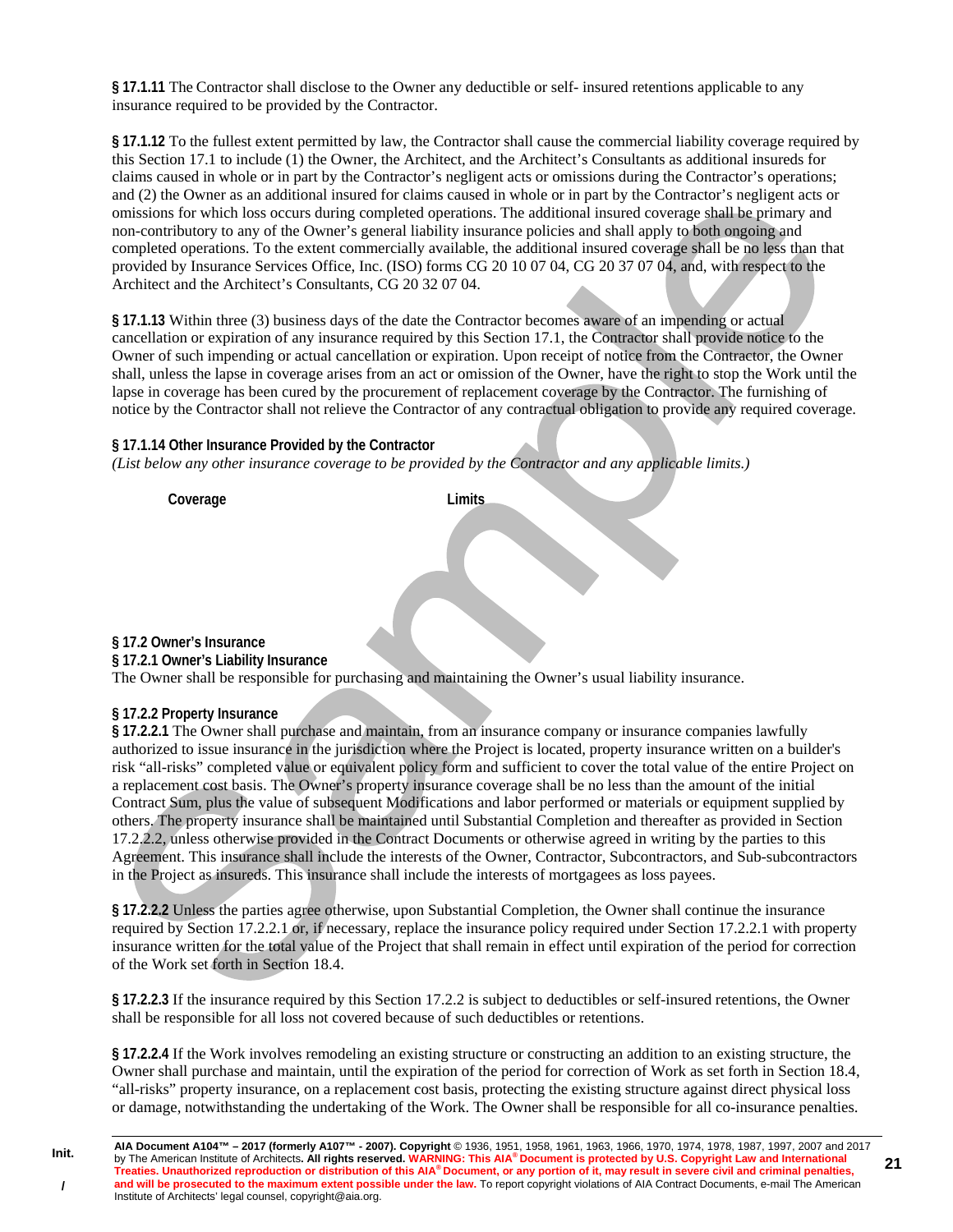**§ 17.1.11** The Contractor shall disclose to the Owner any deductible or self- insured retentions applicable to any insurance required to be provided by the Contractor.

**§ 17.1.12** To the fullest extent permitted by law, the Contractor shall cause the commercial liability coverage required by this Section 17.1 to include (1) the Owner, the Architect, and the Architect's Consultants as additional insureds for claims caused in whole or in part by the Contractor's negligent acts or omissions during the Contractor's operations; and (2) the Owner as an additional insured for claims caused in whole or in part by the Contractor's negligent acts or omissions for which loss occurs during completed operations. The additional insured coverage shall be primary and non-contributory to any of the Owner's general liability insurance policies and shall apply to both ongoing and completed operations. To the extent commercially available, the additional insured coverage shall be no less than that provided by Insurance Services Office, Inc. (ISO) forms CG 20 10 07 04, CG 20 37 07 04, and, with respect to the Architect and the Architect's Consultants, CG 20 32 07 04.

**§ 17.1.13** Within three (3) business days of the date the Contractor becomes aware of an impending or actual cancellation or expiration of any insurance required by this Section 17.1, the Contractor shall provide notice to the Owner of such impending or actual cancellation or expiration. Upon receipt of notice from the Contractor, the Owner shall, unless the lapse in coverage arises from an act or omission of the Owner, have the right to stop the Work until the lapse in coverage has been cured by the procurement of replacement coverage by the Contractor. The furnishing of notice by the Contractor shall not relieve the Contractor of any contractual obligation to provide any required coverage.

**§ 17.1.14 Other Insurance Provided by the Contractor**
*(List below any other insurance coverage to be provided by the Contractor and any applicable limits.)*

| Coverage | Limits |
| --- | --- |
| | |

**§ 17.2 Owner's Insurance**
**§ 17.2.1 Owner's Liability Insurance**
The Owner shall be responsible for purchasing and maintaining the Owner's usual liability insurance.

**§ 17.2.2 Property Insurance**
**§ 17.2.2.1** The Owner shall purchase and maintain, from an insurance company or insurance companies lawfully authorized to issue insurance in the jurisdiction where the Project is located, property insurance written on a builder's risk "all-risks" completed value or equivalent policy form and sufficient to cover the total value of the entire Project on a replacement cost basis. The Owner's property insurance coverage shall be no less than the amount of the initial Contract Sum, plus the value of subsequent Modifications and labor performed or materials or equipment supplied by others. The property insurance shall be maintained until Substantial Completion and thereafter as provided in Section 17.2.2.2, unless otherwise provided in the Contract Documents or otherwise agreed in writing by the parties to this Agreement. This insurance shall include the interests of the Owner, Contractor, Subcontractors, and Sub-subcontractors in the Project as insureds. This insurance shall include the interests of mortgagees as loss payees.

**§ 17.2.2.2** Unless the parties agree otherwise, upon Substantial Completion, the Owner shall continue the insurance required by Section 17.2.2.1 or, if necessary, replace the insurance policy required under Section 17.2.2.1 with property insurance written for the total value of the Project that shall remain in effect until expiration of the period for correction of the Work set forth in Section 18.4.

**§ 17.2.2.3** If the insurance required by this Section 17.2.2 is subject to deductibles or self-insured retentions, the Owner shall be responsible for all loss not covered because of such deductibles or retentions.

**§ 17.2.2.4** If the Work involves remodeling an existing structure or constructing an addition to an existing structure, the Owner shall purchase and maintain, until the expiration of the period for correction of Work as set forth in Section 18.4, "all-risks" property insurance, on a replacement cost basis, protecting the existing structure against direct physical loss or damage, notwithstanding the undertaking of the Work. The Owner shall be responsible for all co-insurance penalties.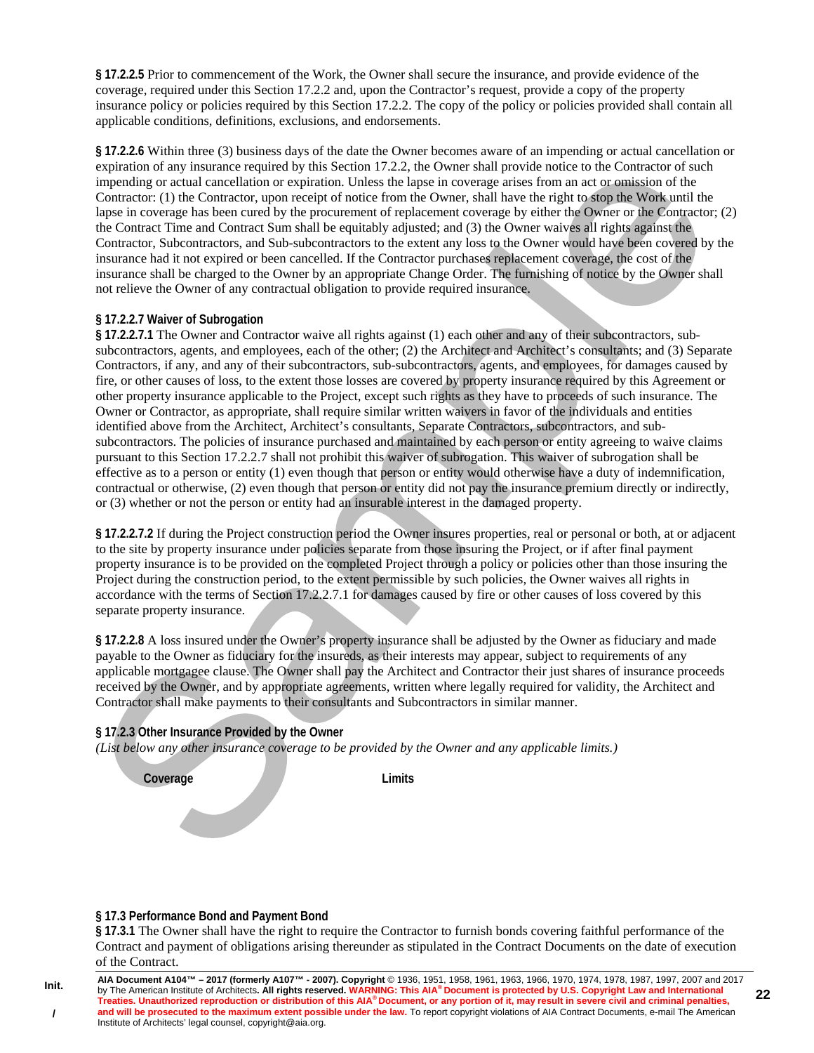**§ 17.2.2.5** Prior to commencement of the Work, the Owner shall secure the insurance, and provide evidence of the coverage, required under this Section 17.2.2 and, upon the Contractor's request, provide a copy of the property insurance policy or policies required by this Section 17.2.2. The copy of the policy or policies provided shall contain all applicable conditions, definitions, exclusions, and endorsements.

**§ 17.2.2.6** Within three (3) business days of the date the Owner becomes aware of an impending or actual cancellation or expiration of any insurance required by this Section 17.2.2, the Owner shall provide notice to the Contractor of such impending or actual cancellation or expiration. Unless the lapse in coverage arises from an act or omission of the Contractor: (1) the Contractor, upon receipt of notice from the Owner, shall have the right to stop the Work until the lapse in coverage has been cured by the procurement of replacement coverage by either the Owner or the Contractor; (2) the Contract Time and Contract Sum shall be equitably adjusted; and (3) the Owner waives all rights against the Contractor, Subcontractors, and Sub-subcontractors to the extent any loss to the Owner would have been covered by the insurance had it not expired or been cancelled. If the Contractor purchases replacement coverage, the cost of the insurance shall be charged to the Owner by an appropriate Change Order. The furnishing of notice by the Owner shall not relieve the Owner of any contractual obligation to provide required insurance.

**§ 17.2.2.7 Waiver of Subrogation**

**§ 17.2.2.7.1** The Owner and Contractor waive all rights against (1) each other and any of their subcontractors, sub-subcontractors, agents, and employees, each of the other; (2) the Architect and Architect's consultants; and (3) Separate Contractors, if any, and any of their subcontractors, sub-subcontractors, agents, and employees, for damages caused by fire, or other causes of loss, to the extent those losses are covered by property insurance required by this Agreement or other property insurance applicable to the Project, except such rights as they have to proceeds of such insurance. The Owner or Contractor, as appropriate, shall require similar written waivers in favor of the individuals and entities identified above from the Architect, Architect's consultants, Separate Contractors, subcontractors, and sub-subcontractors. The policies of insurance purchased and maintained by each person or entity agreeing to waive claims pursuant to this Section 17.2.2.7 shall not prohibit this waiver of subrogation. This waiver of subrogation shall be effective as to a person or entity (1) even though that person or entity would otherwise have a duty of indemnification, contractual or otherwise, (2) even though that person or entity did not pay the insurance premium directly or indirectly, or (3) whether or not the person or entity had an insurable interest in the damaged property.

**§ 17.2.2.7.2** If during the Project construction period the Owner insures properties, real or personal or both, at or adjacent to the site by property insurance under policies separate from those insuring the Project, or if after final payment property insurance is to be provided on the completed Project through a policy or policies other than those insuring the Project during the construction period, to the extent permissible by such policies, the Owner waives all rights in accordance with the terms of Section 17.2.2.7.1 for damages caused by fire or other causes of loss covered by this separate property insurance.

**§ 17.2.2.8** A loss insured under the Owner's property insurance shall be adjusted by the Owner as fiduciary and made payable to the Owner as fiduciary for the insureds, as their interests may appear, subject to requirements of any applicable mortgagee clause. The Owner shall pay the Architect and Contractor their just shares of insurance proceeds received by the Owner, and by appropriate agreements, written where legally required for validity, the Architect and Contractor shall make payments to their consultants and Subcontractors in similar manner.

**§ 17.2.3 Other Insurance Provided by the Owner**

*(List below any other insurance coverage to be provided by the Owner and any applicable limits.)*

| Coverage | Limits |
| --- | --- |
| | |

**§ 17.3 Performance Bond and Payment Bond**

**§ 17.3.1** The Owner shall have the right to require the Contractor to furnish bonds covering faithful performance of the Contract and payment of obligations arising thereunder as stipulated in the Contract Documents on the date of execution of the Contract.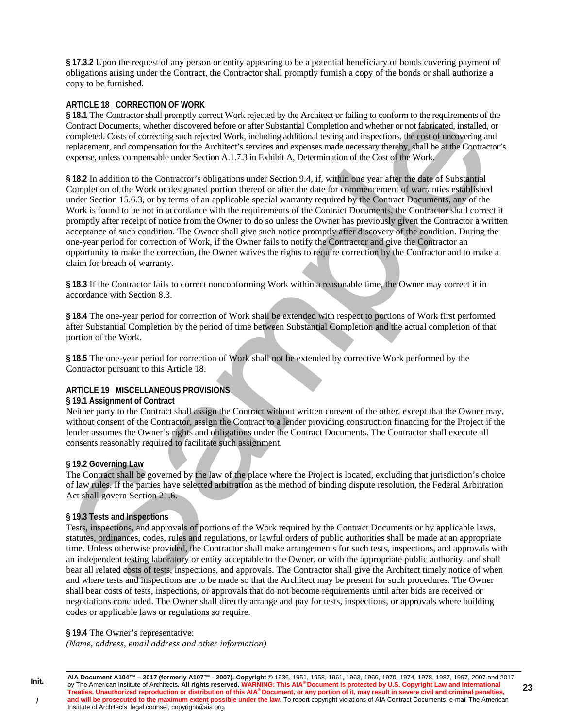**§ 17.3.2** Upon the request of any person or entity appearing to be a potential beneficiary of bonds covering payment of obligations arising under the Contract, the Contractor shall promptly furnish a copy of the bonds or shall authorize a copy to be furnished.

## ARTICLE 18 CORRECTION OF WORK

**§ 18.1** The Contractor shall promptly correct Work rejected by the Architect or failing to conform to the requirements of the Contract Documents, whether discovered before or after Substantial Completion and whether or not fabricated, installed, or completed. Costs of correcting such rejected Work, including additional testing and inspections, the cost of uncovering and replacement, and compensation for the Architect's services and expenses made necessary thereby, shall be at the Contractor's expense, unless compensable under Section A.1.7.3 in Exhibit A, Determination of the Cost of the Work.

**§ 18.2** In addition to the Contractor's obligations under Section 9.4, if, within one year after the date of Substantial Completion of the Work or designated portion thereof or after the date for commencement of warranties established under Section 15.6.3, or by terms of an applicable special warranty required by the Contract Documents, any of the Work is found to be not in accordance with the requirements of the Contract Documents, the Contractor shall correct it promptly after receipt of notice from the Owner to do so unless the Owner has previously given the Contractor a written acceptance of such condition. The Owner shall give such notice promptly after discovery of the condition. During the one-year period for correction of Work, if the Owner fails to notify the Contractor and give the Contractor an opportunity to make the correction, the Owner waives the rights to require correction by the Contractor and to make a claim for breach of warranty.

**§ 18.3** If the Contractor fails to correct nonconforming Work within a reasonable time, the Owner may correct it in accordance with Section 8.3.

**§ 18.4** The one-year period for correction of Work shall be extended with respect to portions of Work first performed after Substantial Completion by the period of time between Substantial Completion and the actual completion of that portion of the Work.

**§ 18.5** The one-year period for correction of Work shall not be extended by corrective Work performed by the Contractor pursuant to this Article 18.

## ARTICLE 19 MISCELLANEOUS PROVISIONS

### § 19.1 Assignment of Contract

Neither party to the Contract shall assign the Contract without written consent of the other, except that the Owner may, without consent of the Contractor, assign the Contract to a lender providing construction financing for the Project if the lender assumes the Owner's rights and obligations under the Contract Documents. The Contractor shall execute all consents reasonably required to facilitate such assignment.

### § 19.2 Governing Law

The Contract shall be governed by the law of the place where the Project is located, excluding that jurisdiction's choice of law rules. If the parties have selected arbitration as the method of binding dispute resolution, the Federal Arbitration Act shall govern Section 21.6.

### § 19.3 Tests and Inspections

Tests, inspections, and approvals of portions of the Work required by the Contract Documents or by applicable laws, statutes, ordinances, codes, rules and regulations, or lawful orders of public authorities shall be made at an appropriate time. Unless otherwise provided, the Contractor shall make arrangements for such tests, inspections, and approvals with an independent testing laboratory or entity acceptable to the Owner, or with the appropriate public authority, and shall bear all related costs of tests, inspections, and approvals. The Contractor shall give the Architect timely notice of when and where tests and inspections are to be made so that the Architect may be present for such procedures. The Owner shall bear costs of tests, inspections, or approvals that do not become requirements until after bids are received or negotiations concluded. The Owner shall directly arrange and pay for tests, inspections, or approvals where building codes or applicable laws or regulations so require.

**§ 19.4** The Owner's representative:
*(Name, address, email address and other information)*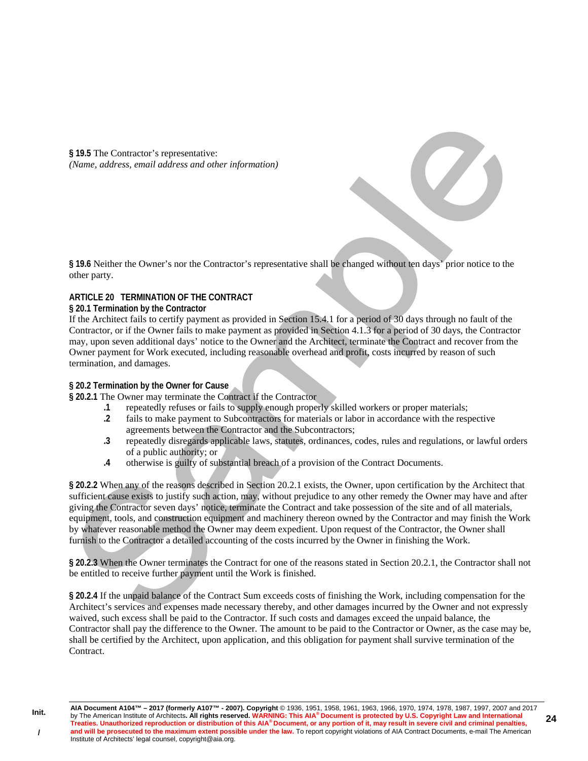**§ 19.5** The Contractor's representative:
*(Name, address, email address and other information)*

**§ 19.6** Neither the Owner's nor the Contractor's representative shall be changed without ten days' prior notice to the other party.

## ARTICLE 20 TERMINATION OF THE CONTRACT

### § 20.1 Termination by the Contractor

If the Architect fails to certify payment as provided in Section 15.4.1 for a period of 30 days through no fault of the Contractor, or if the Owner fails to make payment as provided in Section 4.1.3 for a period of 30 days, the Contractor may, upon seven additional days' notice to the Owner and the Architect, terminate the Contract and recover from the Owner payment for Work executed, including reasonable overhead and profit, costs incurred by reason of such termination, and damages.

### § 20.2 Termination by the Owner for Cause

**§ 20.2.1** The Owner may terminate the Contract if the Contractor

- **.1** repeatedly refuses or fails to supply enough properly skilled workers or proper materials;
- **.2** fails to make payment to Subcontractors for materials or labor in accordance with the respective agreements between the Contractor and the Subcontractors;
- **.3** repeatedly disregards applicable laws, statutes, ordinances, codes, rules and regulations, or lawful orders of a public authority; or
- **.4** otherwise is guilty of substantial breach of a provision of the Contract Documents.

**§ 20.2.2** When any of the reasons described in Section 20.2.1 exists, the Owner, upon certification by the Architect that sufficient cause exists to justify such action, may, without prejudice to any other remedy the Owner may have and after giving the Contractor seven days' notice, terminate the Contract and take possession of the site and of all materials, equipment, tools, and construction equipment and machinery thereon owned by the Contractor and may finish the Work by whatever reasonable method the Owner may deem expedient. Upon request of the Contractor, the Owner shall furnish to the Contractor a detailed accounting of the costs incurred by the Owner in finishing the Work.

**§ 20.2.3** When the Owner terminates the Contract for one of the reasons stated in Section 20.2.1, the Contractor shall not be entitled to receive further payment until the Work is finished.

**§ 20.2.4** If the unpaid balance of the Contract Sum exceeds costs of finishing the Work, including compensation for the Architect's services and expenses made necessary thereby, and other damages incurred by the Owner and not expressly waived, such excess shall be paid to the Contractor. If such costs and damages exceed the unpaid balance, the Contractor shall pay the difference to the Owner. The amount to be paid to the Contractor or Owner, as the case may be, shall be certified by the Architect, upon application, and this obligation for payment shall survive termination of the Contract.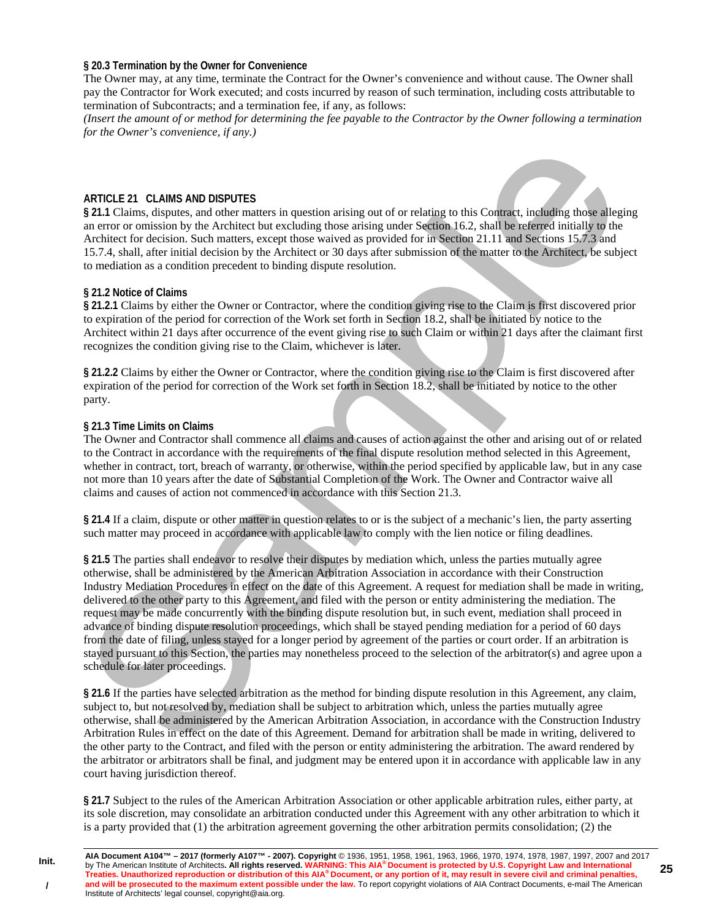**§ 20.3 Termination by the Owner for Convenience**

The Owner may, at any time, terminate the Contract for the Owner's convenience and without cause. The Owner shall pay the Contractor for Work executed; and costs incurred by reason of such termination, including costs attributable to termination of Subcontracts; and a termination fee, if any, as follows:

*(Insert the amount of or method for determining the fee payable to the Contractor by the Owner following a termination for the Owner's convenience, if any.)*

## ARTICLE 21 CLAIMS AND DISPUTES

**§ 21.1** Claims, disputes, and other matters in question arising out of or relating to this Contract, including those alleging an error or omission by the Architect but excluding those arising under Section 16.2, shall be referred initially to the Architect for decision. Such matters, except those waived as provided for in Section 21.11 and Sections 15.7.3 and 15.7.4, shall, after initial decision by the Architect or 30 days after submission of the matter to the Architect, be subject to mediation as a condition precedent to binding dispute resolution.

**§ 21.2 Notice of Claims**

**§ 21.2.1** Claims by either the Owner or Contractor, where the condition giving rise to the Claim is first discovered prior to expiration of the period for correction of the Work set forth in Section 18.2, shall be initiated by notice to the Architect within 21 days after occurrence of the event giving rise to such Claim or within 21 days after the claimant first recognizes the condition giving rise to the Claim, whichever is later.

**§ 21.2.2** Claims by either the Owner or Contractor, where the condition giving rise to the Claim is first discovered after expiration of the period for correction of the Work set forth in Section 18.2, shall be initiated by notice to the other party.

**§ 21.3 Time Limits on Claims**

The Owner and Contractor shall commence all claims and causes of action against the other and arising out of or related to the Contract in accordance with the requirements of the final dispute resolution method selected in this Agreement, whether in contract, tort, breach of warranty, or otherwise, within the period specified by applicable law, but in any case not more than 10 years after the date of Substantial Completion of the Work. The Owner and Contractor waive all claims and causes of action not commenced in accordance with this Section 21.3.

**§ 21.4** If a claim, dispute or other matter in question relates to or is the subject of a mechanic's lien, the party asserting such matter may proceed in accordance with applicable law to comply with the lien notice or filing deadlines.

**§ 21.5** The parties shall endeavor to resolve their disputes by mediation which, unless the parties mutually agree otherwise, shall be administered by the American Arbitration Association in accordance with their Construction Industry Mediation Procedures in effect on the date of this Agreement. A request for mediation shall be made in writing, delivered to the other party to this Agreement, and filed with the person or entity administering the mediation. The request may be made concurrently with the binding dispute resolution but, in such event, mediation shall proceed in advance of binding dispute resolution proceedings, which shall be stayed pending mediation for a period of 60 days from the date of filing, unless stayed for a longer period by agreement of the parties or court order. If an arbitration is stayed pursuant to this Section, the parties may nonetheless proceed to the selection of the arbitrator(s) and agree upon a schedule for later proceedings.

**§ 21.6** If the parties have selected arbitration as the method for binding dispute resolution in this Agreement, any claim, subject to, but not resolved by, mediation shall be subject to arbitration which, unless the parties mutually agree otherwise, shall be administered by the American Arbitration Association, in accordance with the Construction Industry Arbitration Rules in effect on the date of this Agreement. Demand for arbitration shall be made in writing, delivered to the other party to the Contract, and filed with the person or entity administering the arbitration. The award rendered by the arbitrator or arbitrators shall be final, and judgment may be entered upon it in accordance with applicable law in any court having jurisdiction thereof.

**§ 21.7** Subject to the rules of the American Arbitration Association or other applicable arbitration rules, either party, at its sole discretion, may consolidate an arbitration conducted under this Agreement with any other arbitration to which it is a party provided that (1) the arbitration agreement governing the other arbitration permits consolidation; (2) the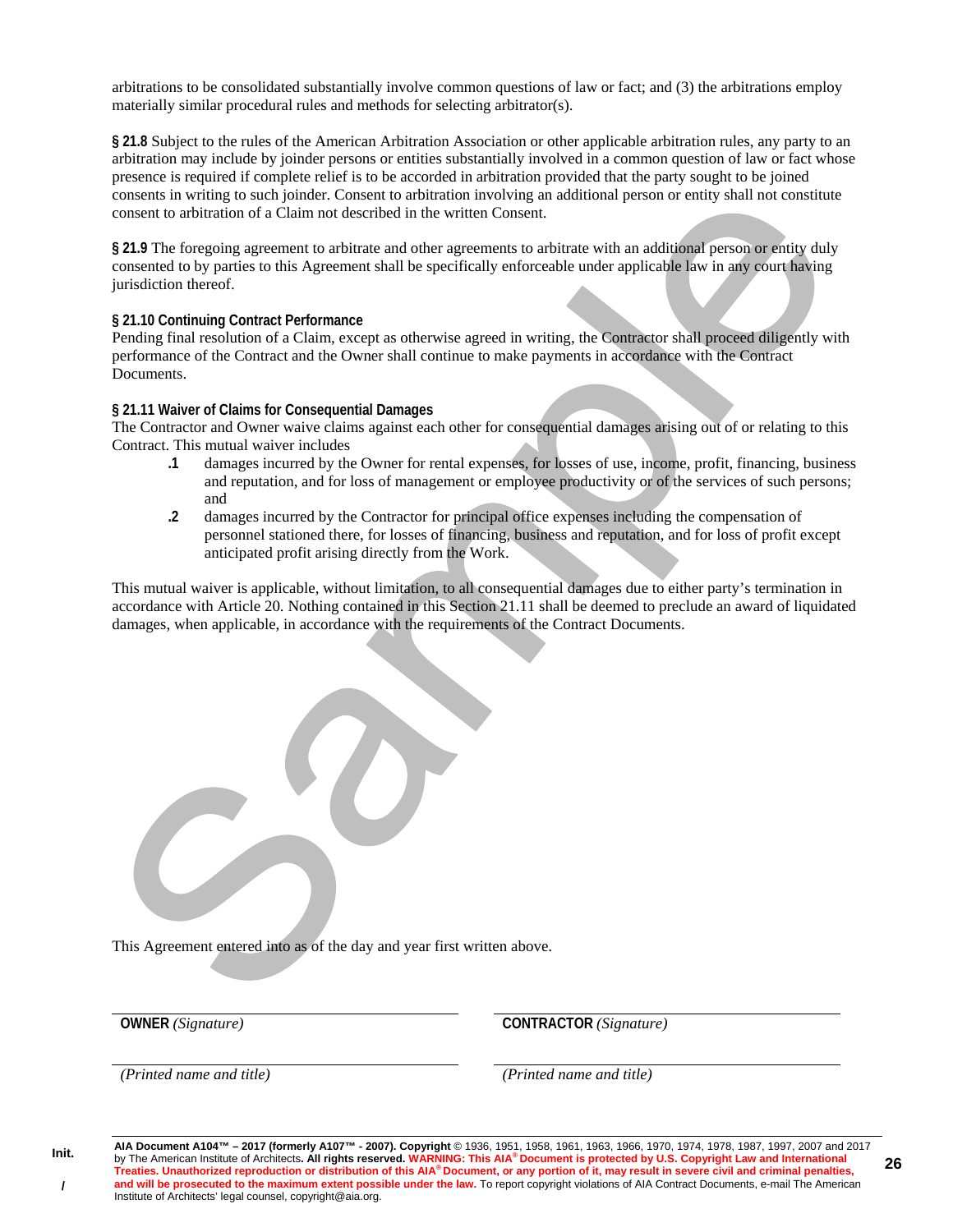arbitrations to be consolidated substantially involve common questions of law or fact; and (3) the arbitrations employ materially similar procedural rules and methods for selecting arbitrator(s).

**§ 21.8** Subject to the rules of the American Arbitration Association or other applicable arbitration rules, any party to an arbitration may include by joinder persons or entities substantially involved in a common question of law or fact whose presence is required if complete relief is to be accorded in arbitration provided that the party sought to be joined consents in writing to such joinder. Consent to arbitration involving an additional person or entity shall not constitute consent to arbitration of a Claim not described in the written Consent.

**§ 21.9** The foregoing agreement to arbitrate and other agreements to arbitrate with an additional person or entity duly consented to by parties to this Agreement shall be specifically enforceable under applicable law in any court having jurisdiction thereof.

**§ 21.10 Continuing Contract Performance**
Pending final resolution of a Claim, except as otherwise agreed in writing, the Contractor shall proceed diligently with performance of the Contract and the Owner shall continue to make payments in accordance with the Contract Documents.

**§ 21.11 Waiver of Claims for Consequential Damages**
The Contractor and Owner waive claims against each other for consequential damages arising out of or relating to this Contract. This mutual waiver includes

- **.1** damages incurred by the Owner for rental expenses, for losses of use, income, profit, financing, business and reputation, and for loss of management or employee productivity or of the services of such persons; and
- **.2** damages incurred by the Contractor for principal office expenses including the compensation of personnel stationed there, for losses of financing, business and reputation, and for loss of profit except anticipated profit arising directly from the Work.

This mutual waiver is applicable, without limitation, to all consequential damages due to either party's termination in accordance with Article 20. Nothing contained in this Section 21.11 shall be deemed to preclude an award of liquidated damages, when applicable, in accordance with the requirements of the Contract Documents.

This Agreement entered into as of the day and year first written above.

| | |
|---|---|
| **OWNER** *(Signature)* | **CONTRACTOR** *(Signature)* |
| *(Printed name and title)* | *(Printed name and title)* |

Init.

/

**AIA Document A104™ – 2017 (formerly A107™ - 2007). Copyright** © 1936, 1951, 1958, 1961, 1963, 1966, 1970, 1974, 1978, 1987, 1997, 2007 and 2017 by The American Institute of Architects**. All rights reserved. WARNING: This AIA® Document is protected by U.S. Copyright Law and International Treaties. Unauthorized reproduction or distribution of this AIA® Document, or any portion of it, may result in severe civil and criminal penalties, and will be prosecuted to the maximum extent possible under the law.** To report copyright violations of AIA Contract Documents, e-mail The American Institute of Architects' legal counsel, copyright@aia.org.